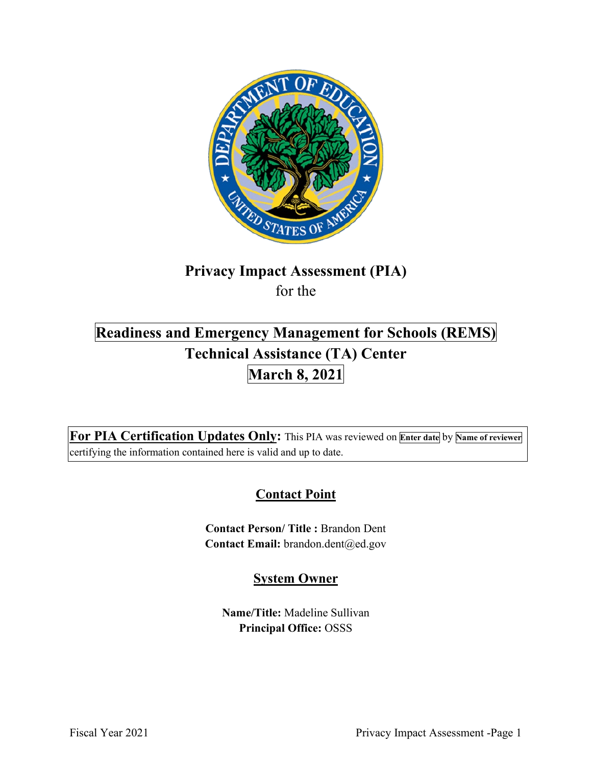# Privacy Impact Assessment (PIA)

for the

# Readiness and Emergency Management for Schools (REMS) Technical Assistance (TA) Center

## March 8, 2021

**For PIA Certification Updates Only:** This PIA was reviewed on **Enter date** by **Name of reviewer** certifying the information contained here is valid and up to date.

## Contact Point

**Contact Person/ Title :** Brandon Dent
**Contact Email:** brandon.dent@ed.gov

## System Owner

**Name/Title:** Madeline Sullivan
**Principal Office:** OSSS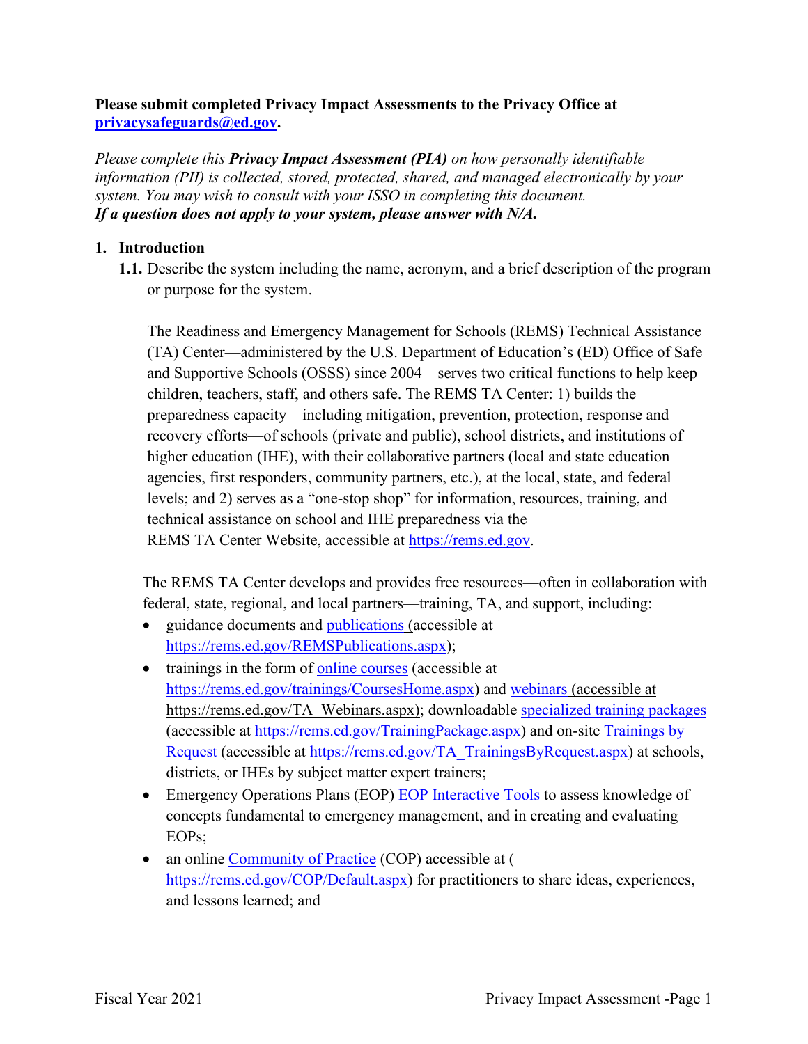**Please submit completed Privacy Impact Assessments to the Privacy Office at [privacysafeguards@ed.gov](mailto:privacysafeguards@ed.gov).**

*Please complete this **Privacy Impact Assessment (PIA)** on how personally identifiable information (PII) is collected, stored, protected, shared, and managed electronically by your system. You may wish to consult with your ISSO in completing this document.*
***If a question does not apply to your system, please answer with N/A.***

## 1. Introduction

**1.1.** Describe the system including the name, acronym, and a brief description of the program or purpose for the system.

The Readiness and Emergency Management for Schools (REMS) Technical Assistance (TA) Center—administered by the U.S. Department of Education's (ED) Office of Safe and Supportive Schools (OSSS) since 2004—serves two critical functions to help keep children, teachers, staff, and others safe. The REMS TA Center: 1) builds the preparedness capacity—including mitigation, prevention, protection, response and recovery efforts—of schools (private and public), school districts, and institutions of higher education (IHE), with their collaborative partners (local and state education agencies, first responders, community partners, etc.), at the local, state, and federal levels; and 2) serves as a "one-stop shop" for information, resources, training, and technical assistance on school and IHE preparedness via the REMS TA Center Website, accessible at [https://rems.ed.gov](https://rems.ed.gov).

The REMS TA Center develops and provides free resources—often in collaboration with federal, state, regional, and local partners—training, TA, and support, including:

- guidance documents and [publications](https://rems.ed.gov/REMSPublications.aspx) (accessible at [https://rems.ed.gov/REMSPublications.aspx](https://rems.ed.gov/REMSPublications.aspx));
- trainings in the form of [online courses](https://rems.ed.gov/trainings/CoursesHome.aspx) (accessible at [https://rems.ed.gov/trainings/CoursesHome.aspx](https://rems.ed.gov/trainings/CoursesHome.aspx)) and [webinars](https://rems.ed.gov/TA_Webinars.aspx) (accessible at https://rems.ed.gov/TA_Webinars.aspx); downloadable [specialized training packages](https://rems.ed.gov/TrainingPackage.aspx) (accessible at [https://rems.ed.gov/TrainingPackage.aspx](https://rems.ed.gov/TrainingPackage.aspx)) and on-site [Trainings by Request](https://rems.ed.gov/TA_TrainingsByRequest.aspx) (accessible at [https://rems.ed.gov/TA_TrainingsByRequest.aspx](https://rems.ed.gov/TA_TrainingsByRequest.aspx)) at schools, districts, or IHEs by subject matter expert trainers;
- Emergency Operations Plans (EOP) [EOP Interactive Tools](https://rems.ed.gov) to assess knowledge of concepts fundamental to emergency management, and in creating and evaluating EOPs;
- an online [Community of Practice](https://rems.ed.gov/COP/Default.aspx) (COP) accessible at ([https://rems.ed.gov/COP/Default.aspx](https://rems.ed.gov/COP/Default.aspx)) for practitioners to share ideas, experiences, and lessons learned; and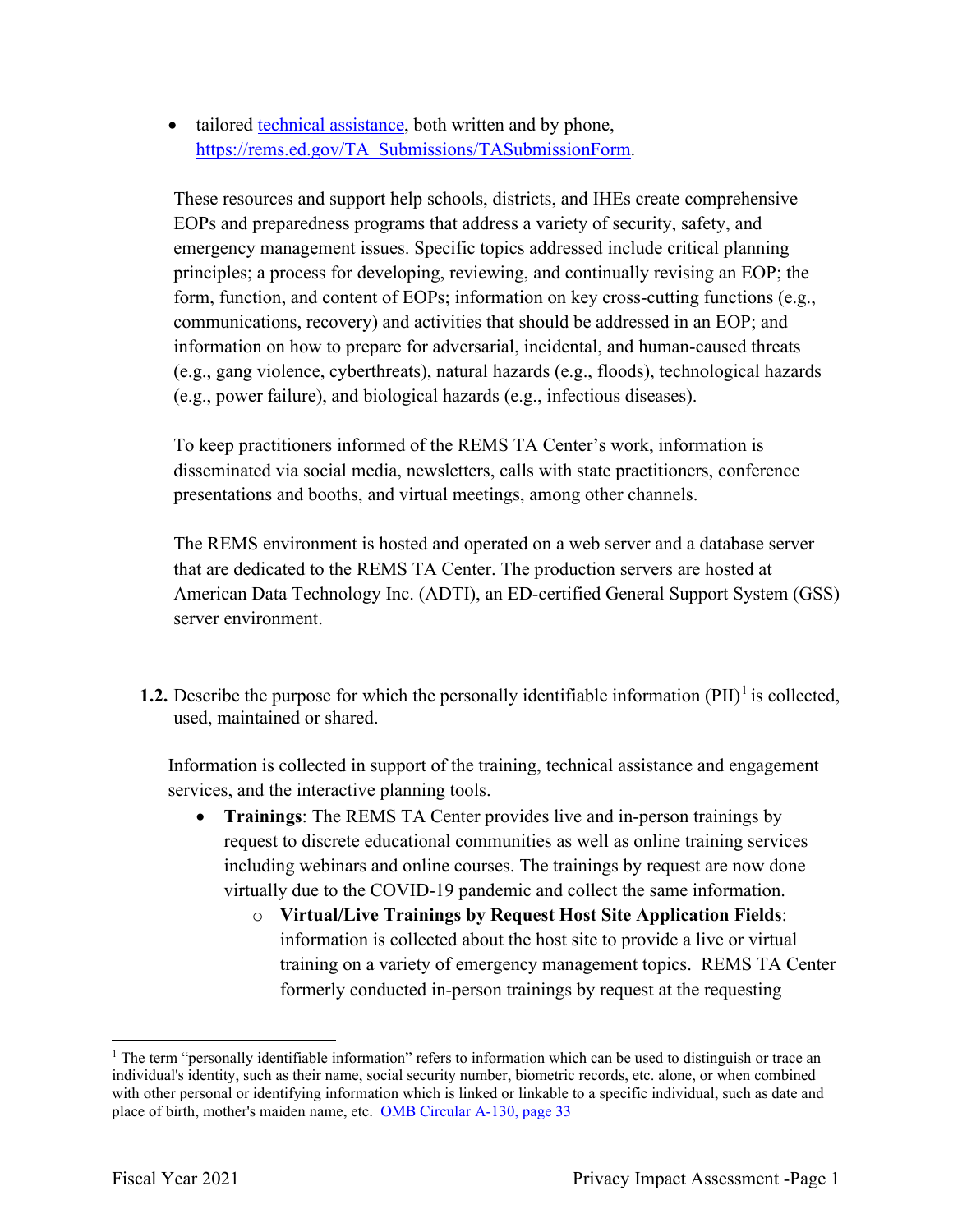- tailored [technical assistance](https://rems.ed.gov/TA_Submissions/TASubmissionForm), both written and by phone, [https://rems.ed.gov/TA_Submissions/TASubmissionForm](https://rems.ed.gov/TA_Submissions/TASubmissionForm).

These resources and support help schools, districts, and IHEs create comprehensive EOPs and preparedness programs that address a variety of security, safety, and emergency management issues. Specific topics addressed include critical planning principles; a process for developing, reviewing, and continually revising an EOP; the form, function, and content of EOPs; information on key cross-cutting functions (e.g., communications, recovery) and activities that should be addressed in an EOP; and information on how to prepare for adversarial, incidental, and human-caused threats (e.g., gang violence, cyberthreats), natural hazards (e.g., floods), technological hazards (e.g., power failure), and biological hazards (e.g., infectious diseases).

To keep practitioners informed of the REMS TA Center's work, information is disseminated via social media, newsletters, calls with state practitioners, conference presentations and booths, and virtual meetings, among other channels.

The REMS environment is hosted and operated on a web server and a database server that are dedicated to the REMS TA Center. The production servers are hosted at American Data Technology Inc. (ADTI), an ED-certified General Support System (GSS) server environment.

**1.2.** Describe the purpose for which the personally identifiable information (PII)[1] is collected, used, maintained or shared.

Information is collected in support of the training, technical assistance and engagement services, and the interactive planning tools.

- **Trainings**: The REMS TA Center provides live and in-person trainings by request to discrete educational communities as well as online training services including webinars and online courses. The trainings by request are now done virtually due to the COVID-19 pandemic and collect the same information.
  - **Virtual/Live Trainings by Request Host Site Application Fields**: information is collected about the host site to provide a live or virtual training on a variety of emergency management topics. REMS TA Center formerly conducted in-person trainings by request at the requesting

[1] The term "personally identifiable information" refers to information which can be used to distinguish or trace an individual's identity, such as their name, social security number, biometric records, etc. alone, or when combined with other personal or identifying information which is linked or linkable to a specific individual, such as date and place of birth, mother's maiden name, etc. [OMB Circular A-130, page 33](#)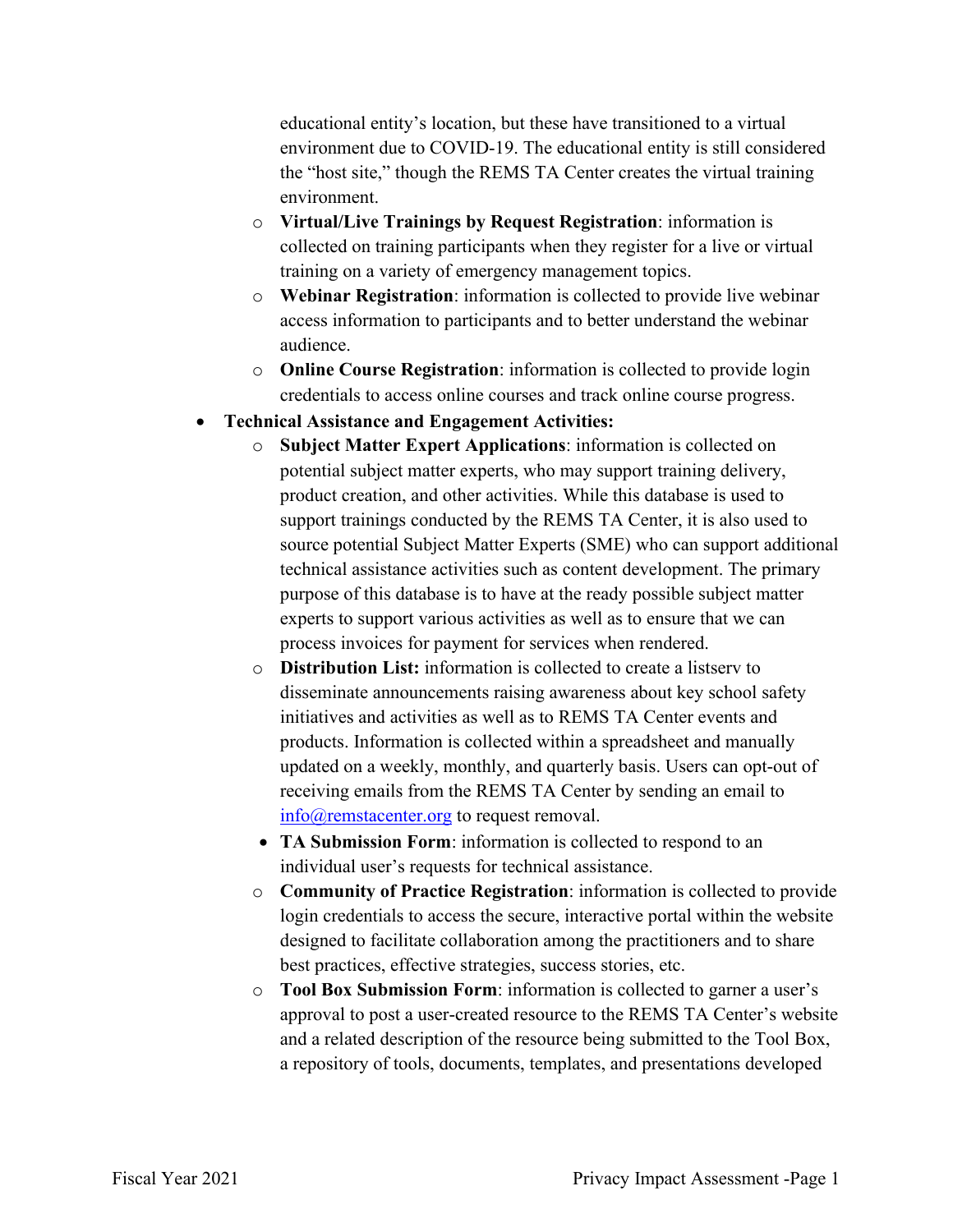educational entity's location, but these have transitioned to a virtual environment due to COVID-19. The educational entity is still considered the "host site," though the REMS TA Center creates the virtual training environment.

  - **Virtual/Live Trainings by Request Registration**: information is collected on training participants when they register for a live or virtual training on a variety of emergency management topics.
  - **Webinar Registration**: information is collected to provide live webinar access information to participants and to better understand the webinar audience.
  - **Online Course Registration**: information is collected to provide login credentials to access online courses and track online course progress.

- **Technical Assistance and Engagement Activities:**
  - **Subject Matter Expert Applications**: information is collected on potential subject matter experts, who may support training delivery, product creation, and other activities. While this database is used to support trainings conducted by the REMS TA Center, it is also used to source potential Subject Matter Experts (SME) who can support additional technical assistance activities such as content development. The primary purpose of this database is to have at the ready possible subject matter experts to support various activities as well as to ensure that we can process invoices for payment for services when rendered.
  - **Distribution List:** information is collected to create a listserv to disseminate announcements raising awareness about key school safety initiatives and activities as well as to REMS TA Center events and products. Information is collected within a spreadsheet and manually updated on a weekly, monthly, and quarterly basis. Users can opt-out of receiving emails from the REMS TA Center by sending an email to info@remstacenter.org to request removal.
  - **TA Submission Form**: information is collected to respond to an individual user's requests for technical assistance.
  - **Community of Practice Registration**: information is collected to provide login credentials to access the secure, interactive portal within the website designed to facilitate collaboration among the practitioners and to share best practices, effective strategies, success stories, etc.
  - **Tool Box Submission Form**: information is collected to garner a user's approval to post a user-created resource to the REMS TA Center's website and a related description of the resource being submitted to the Tool Box, a repository of tools, documents, templates, and presentations developed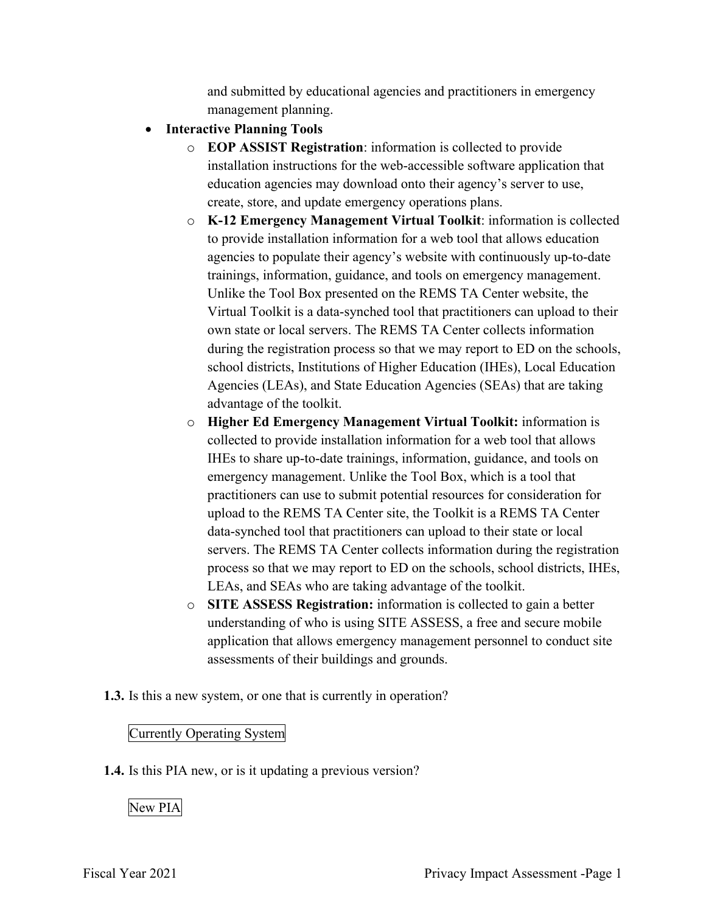and submitted by educational agencies and practitioners in emergency management planning.

- **Interactive Planning Tools**
  - **EOP ASSIST Registration**: information is collected to provide installation instructions for the web-accessible software application that education agencies may download onto their agency's server to use, create, store, and update emergency operations plans.
  - **K-12 Emergency Management Virtual Toolkit**: information is collected to provide installation information for a web tool that allows education agencies to populate their agency's website with continuously up-to-date trainings, information, guidance, and tools on emergency management. Unlike the Tool Box presented on the REMS TA Center website, the Virtual Toolkit is a data-synched tool that practitioners can upload to their own state or local servers. The REMS TA Center collects information during the registration process so that we may report to ED on the schools, school districts, Institutions of Higher Education (IHEs), Local Education Agencies (LEAs), and State Education Agencies (SEAs) that are taking advantage of the toolkit.
  - **Higher Ed Emergency Management Virtual Toolkit:** information is collected to provide installation information for a web tool that allows IHEs to share up-to-date trainings, information, guidance, and tools on emergency management. Unlike the Tool Box, which is a tool that practitioners can use to submit potential resources for consideration for upload to the REMS TA Center site, the Toolkit is a REMS TA Center data-synched tool that practitioners can upload to their state or local servers. The REMS TA Center collects information during the registration process so that we may report to ED on the schools, school districts, IHEs, LEAs, and SEAs who are taking advantage of the toolkit.
  - **SITE ASSESS Registration:** information is collected to gain a better understanding of who is using SITE ASSESS, a free and secure mobile application that allows emergency management personnel to conduct site assessments of their buildings and grounds.

**1.3.** Is this a new system, or one that is currently in operation?

Currently Operating System

**1.4.** Is this PIA new, or is it updating a previous version?

New PIA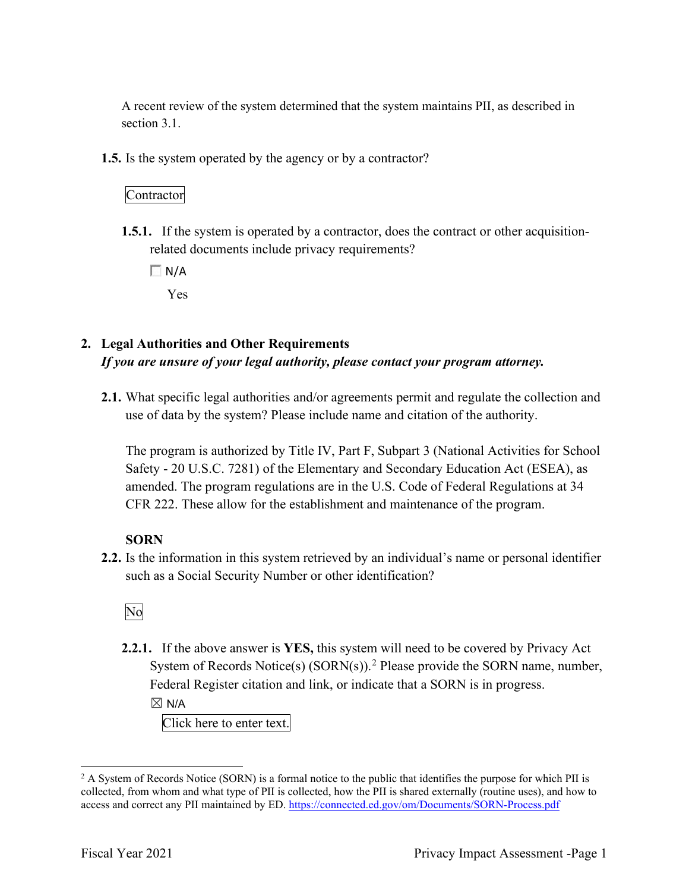A recent review of the system determined that the system maintains PII, as described in section 3.1.

**1.5.** Is the system operated by the agency or by a contractor?

Contractor

**1.5.1.** If the system is operated by a contractor, does the contract or other acquisition-related documents include privacy requirements?

☐ N/A

Yes

## 2. Legal Authorities and Other Requirements

***If you are unsure of your legal authority, please contact your program attorney.***

**2.1.** What specific legal authorities and/or agreements permit and regulate the collection and use of data by the system? Please include name and citation of the authority.

The program is authorized by Title IV, Part F, Subpart 3 (National Activities for School Safety - 20 U.S.C. 7281) of the Elementary and Secondary Education Act (ESEA), as amended. The program regulations are in the U.S. Code of Federal Regulations at 34 CFR 222. These allow for the establishment and maintenance of the program.

**SORN**

**2.2.** Is the information in this system retrieved by an individual's name or personal identifier such as a Social Security Number or other identification?

No

**2.2.1.** If the above answer is **YES,** this system will need to be covered by Privacy Act System of Records Notice(s) (SORN(s)).[2] Please provide the SORN name, number, Federal Register citation and link, or indicate that a SORN is in progress.

☒ N/A

Click here to enter text.

[2] A System of Records Notice (SORN) is a formal notice to the public that identifies the purpose for which PII is collected, from whom and what type of PII is collected, how the PII is shared externally (routine uses), and how to access and correct any PII maintained by ED. https://connected.ed.gov/om/Documents/SORN-Process.pdf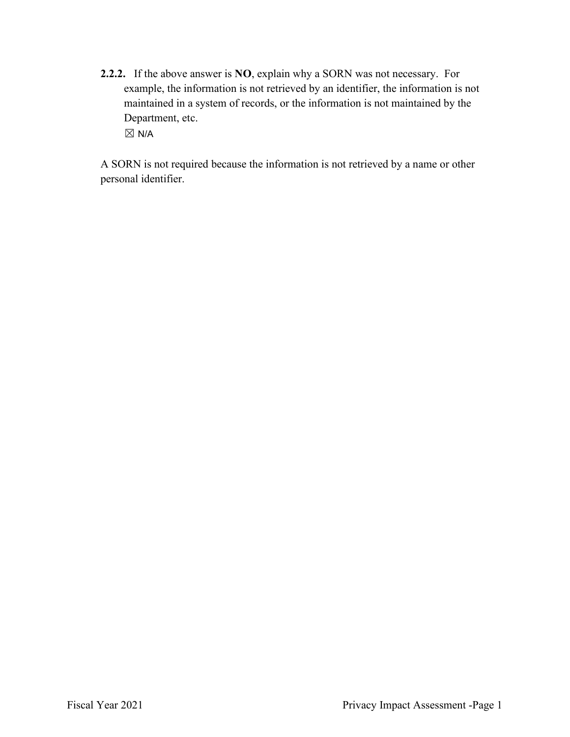**2.2.2.** If the above answer is **NO**, explain why a SORN was not necessary. For example, the information is not retrieved by an identifier, the information is not maintained in a system of records, or the information is not maintained by the Department, etc.

☒ N/A

A SORN is not required because the information is not retrieved by a name or other personal identifier.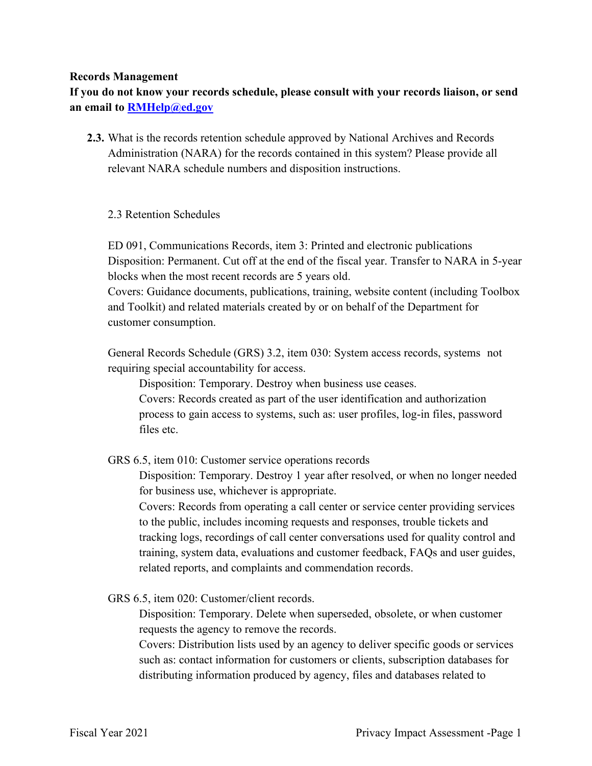**Records Management**

**If you do not know your records schedule, please consult with your records liaison, or send an email to [RMHelp@ed.gov](mailto:RMHelp@ed.gov)**

**2.3.** What is the records retention schedule approved by National Archives and Records Administration (NARA) for the records contained in this system? Please provide all relevant NARA schedule numbers and disposition instructions.

2.3 Retention Schedules

ED 091, Communications Records, item 3: Printed and electronic publications
Disposition: Permanent. Cut off at the end of the fiscal year. Transfer to NARA in 5-year blocks when the most recent records are 5 years old.
Covers: Guidance documents, publications, training, website content (including Toolbox and Toolkit) and related materials created by or on behalf of the Department for customer consumption.

General Records Schedule (GRS) 3.2, item 030: System access records, systems not requiring special accountability for access.

> Disposition: Temporary. Destroy when business use ceases.
> Covers: Records created as part of the user identification and authorization process to gain access to systems, such as: user profiles, log-in files, password files etc.

GRS 6.5, item 010: Customer service operations records

> Disposition: Temporary. Destroy 1 year after resolved, or when no longer needed for business use, whichever is appropriate.
> Covers: Records from operating a call center or service center providing services to the public, includes incoming requests and responses, trouble tickets and tracking logs, recordings of call center conversations used for quality control and training, system data, evaluations and customer feedback, FAQs and user guides, related reports, and complaints and commendation records.

GRS 6.5, item 020: Customer/client records.

> Disposition: Temporary. Delete when superseded, obsolete, or when customer requests the agency to remove the records.
> Covers: Distribution lists used by an agency to deliver specific goods or services such as: contact information for customers or clients, subscription databases for distributing information produced by agency, files and databases related to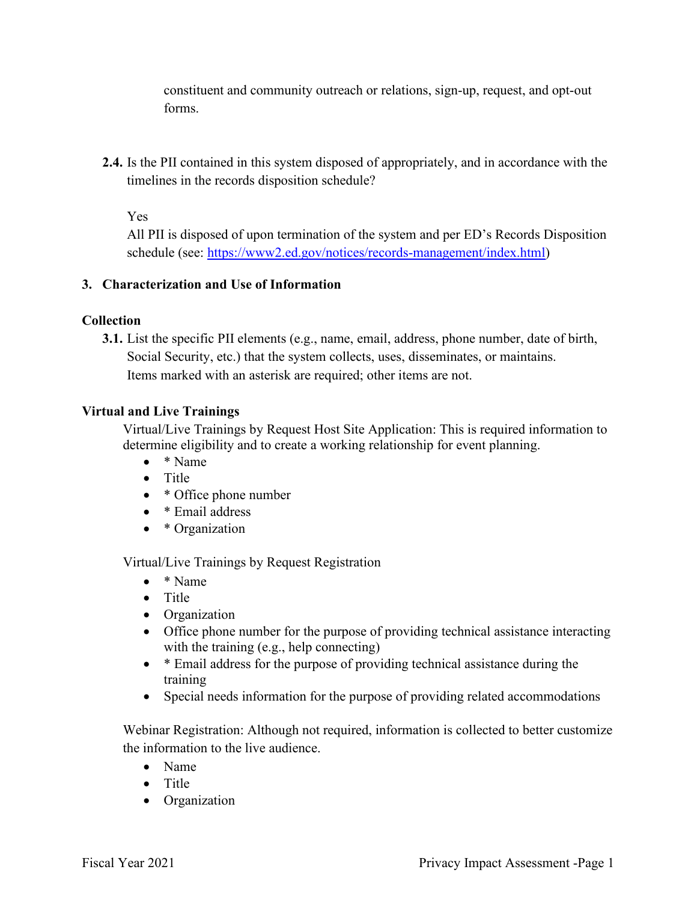constituent and community outreach or relations, sign-up, request, and opt-out forms.

**2.4.** Is the PII contained in this system disposed of appropriately, and in accordance with the timelines in the records disposition schedule?

Yes
All PII is disposed of upon termination of the system and per ED's Records Disposition schedule (see: [https://www2.ed.gov/notices/records-management/index.html](https://www2.ed.gov/notices/records-management/index.html))

## 3. Characterization and Use of Information

### Collection

**3.1.** List the specific PII elements (e.g., name, email, address, phone number, date of birth, Social Security, etc.) that the system collects, uses, disseminates, or maintains.
Items marked with an asterisk are required; other items are not.

### Virtual and Live Trainings

Virtual/Live Trainings by Request Host Site Application: This is required information to determine eligibility and to create a working relationship for event planning.

- * Name
- Title
- * Office phone number
- * Email address
- * Organization

Virtual/Live Trainings by Request Registration

- * Name
- Title
- Organization
- Office phone number for the purpose of providing technical assistance interacting with the training (e.g., help connecting)
- * Email address for the purpose of providing technical assistance during the training
- Special needs information for the purpose of providing related accommodations

Webinar Registration: Although not required, information is collected to better customize the information to the live audience.

- Name
- Title
- Organization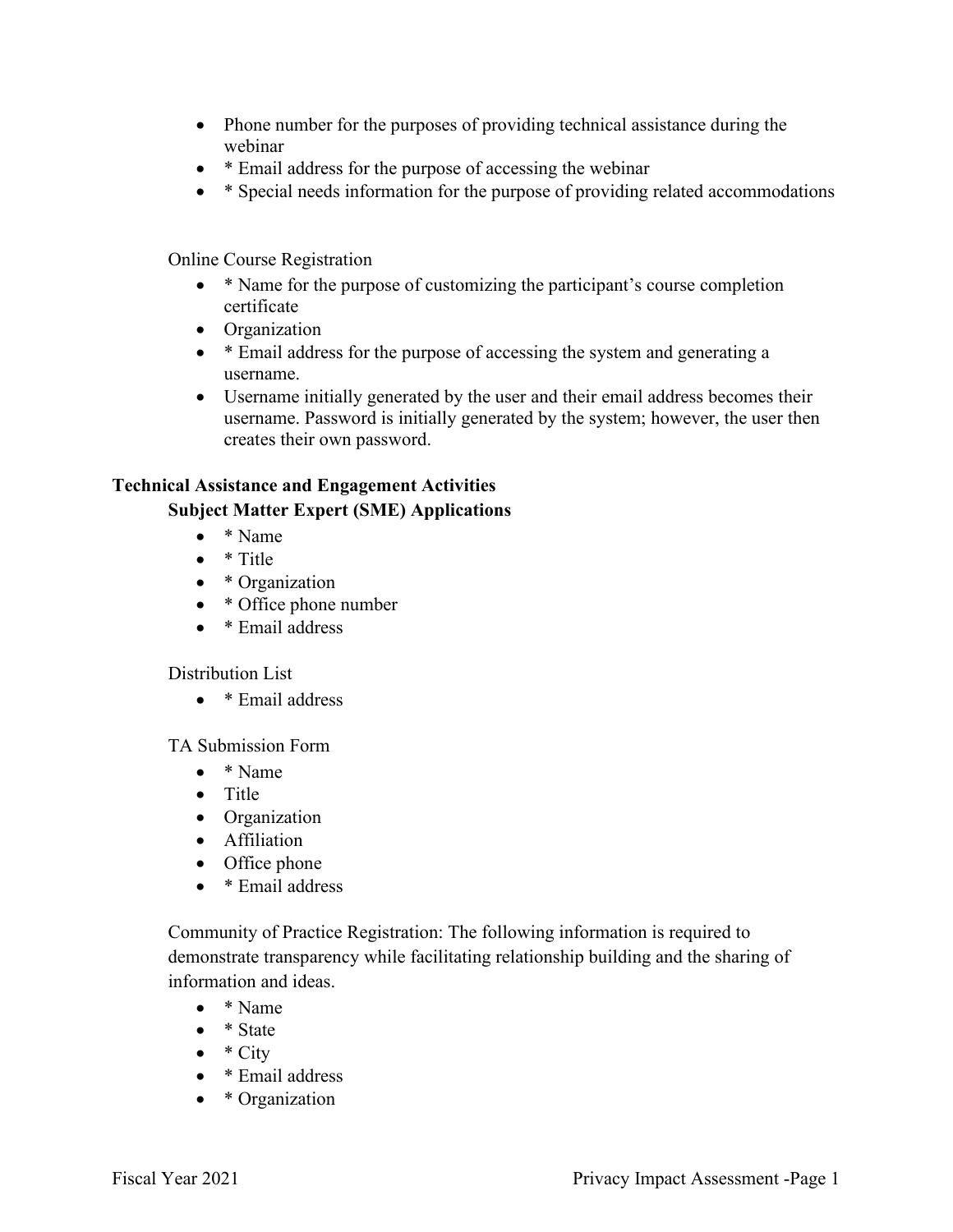- Phone number for the purposes of providing technical assistance during the webinar
- * Email address for the purpose of accessing the webinar
- * Special needs information for the purpose of providing related accommodations

Online Course Registration

- * Name for the purpose of customizing the participant's course completion certificate
- Organization
- * Email address for the purpose of accessing the system and generating a username.
- Username initially generated by the user and their email address becomes their username. Password is initially generated by the system; however, the user then creates their own password.

**Technical Assistance and Engagement Activities**

**Subject Matter Expert (SME) Applications**

- * Name
- * Title
- * Organization
- * Office phone number
- * Email address

Distribution List

- * Email address

TA Submission Form

- * Name
- Title
- Organization
- Affiliation
- Office phone
- * Email address

Community of Practice Registration: The following information is required to demonstrate transparency while facilitating relationship building and the sharing of information and ideas.

- * Name
- * State
- * City
- * Email address
- * Organization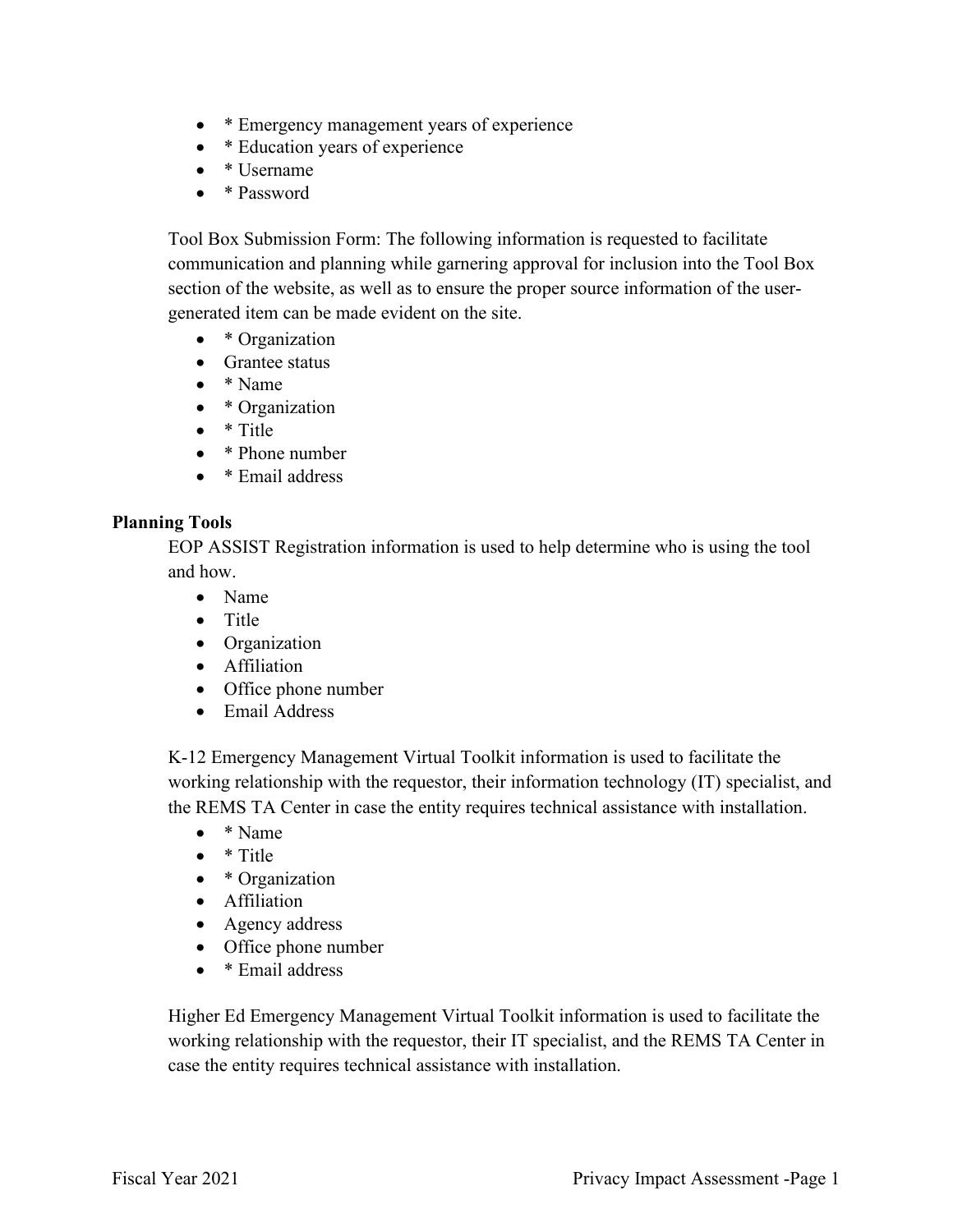- * Emergency management years of experience
- * Education years of experience
- * Username
- * Password

Tool Box Submission Form: The following information is requested to facilitate communication and planning while garnering approval for inclusion into the Tool Box section of the website, as well as to ensure the proper source information of the user-generated item can be made evident on the site.

- * Organization
- Grantee status
- * Name
- * Organization
- * Title
- * Phone number
- * Email address

**Planning Tools**

EOP ASSIST Registration information is used to help determine who is using the tool and how.

- Name
- Title
- Organization
- Affiliation
- Office phone number
- Email Address

K-12 Emergency Management Virtual Toolkit information is used to facilitate the working relationship with the requestor, their information technology (IT) specialist, and the REMS TA Center in case the entity requires technical assistance with installation.

- * Name
- * Title
- * Organization
- Affiliation
- Agency address
- Office phone number
- * Email address

Higher Ed Emergency Management Virtual Toolkit information is used to facilitate the working relationship with the requestor, their IT specialist, and the REMS TA Center in case the entity requires technical assistance with installation.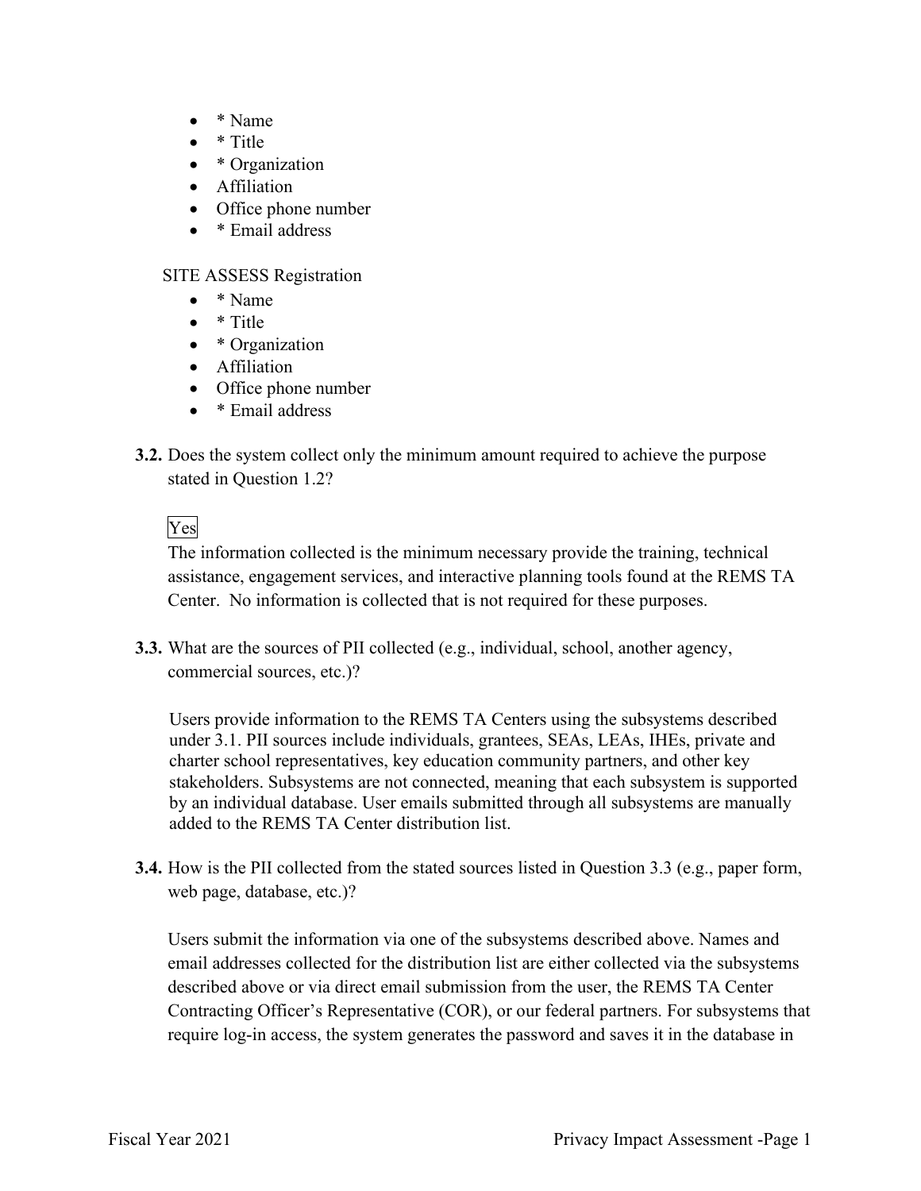- * Name
- * Title
- * Organization
- Affiliation
- Office phone number
- * Email address

SITE ASSESS Registration

- * Name
- * Title
- * Organization
- Affiliation
- Office phone number
- * Email address

**3.2.** Does the system collect only the minimum amount required to achieve the purpose stated in Question 1.2?

Yes

The information collected is the minimum necessary provide the training, technical assistance, engagement services, and interactive planning tools found at the REMS TA Center. No information is collected that is not required for these purposes.

**3.3.** What are the sources of PII collected (e.g., individual, school, another agency, commercial sources, etc.)?

Users provide information to the REMS TA Centers using the subsystems described under 3.1. PII sources include individuals, grantees, SEAs, LEAs, IHEs, private and charter school representatives, key education community partners, and other key stakeholders. Subsystems are not connected, meaning that each subsystem is supported by an individual database. User emails submitted through all subsystems are manually added to the REMS TA Center distribution list.

**3.4.** How is the PII collected from the stated sources listed in Question 3.3 (e.g., paper form, web page, database, etc.)?

Users submit the information via one of the subsystems described above. Names and email addresses collected for the distribution list are either collected via the subsystems described above or via direct email submission from the user, the REMS TA Center Contracting Officer's Representative (COR), or our federal partners. For subsystems that require log-in access, the system generates the password and saves it in the database in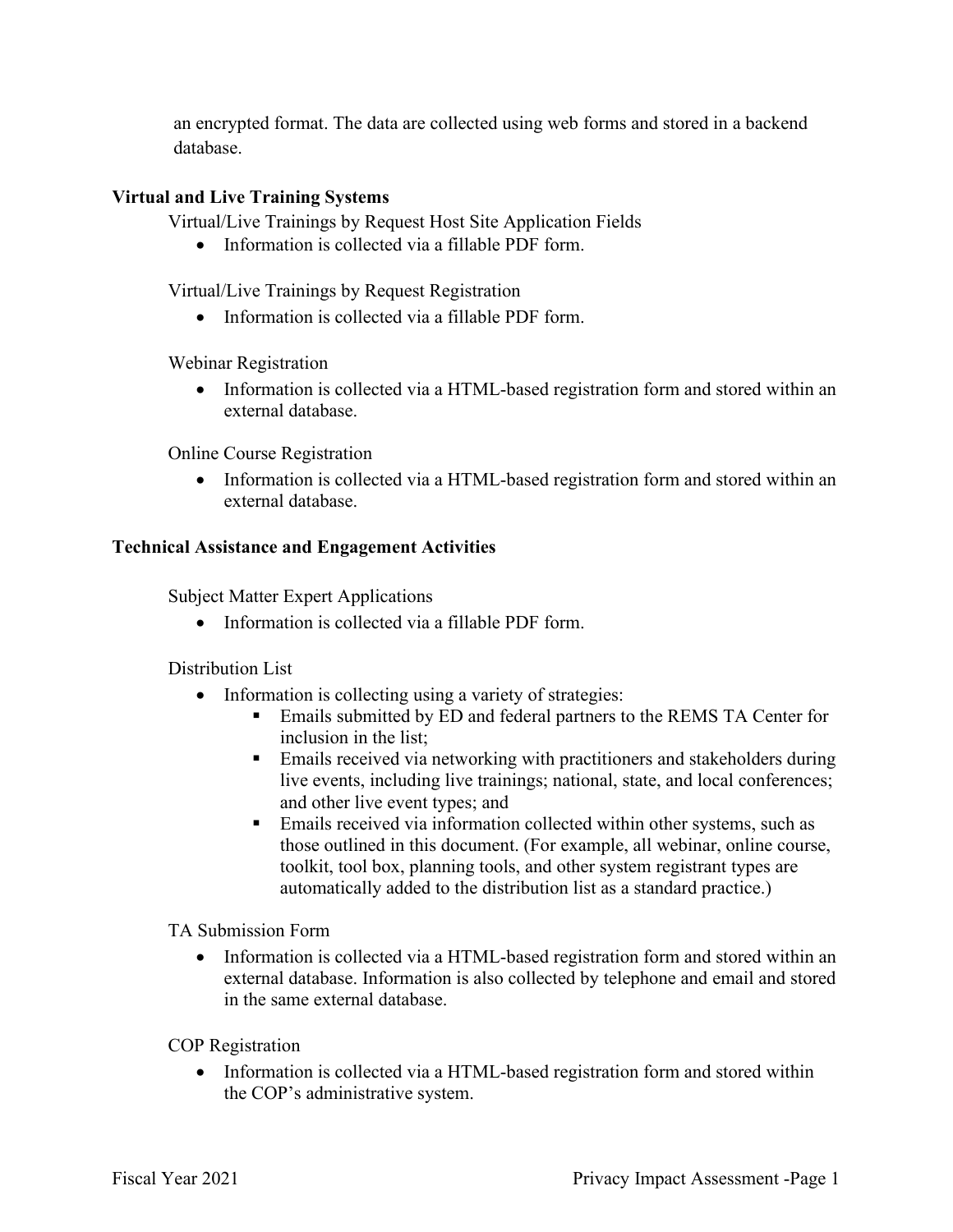an encrypted format. The data are collected using web forms and stored in a backend database.

**Virtual and Live Training Systems**

Virtual/Live Trainings by Request Host Site Application Fields

- Information is collected via a fillable PDF form.

Virtual/Live Trainings by Request Registration

- Information is collected via a fillable PDF form.

Webinar Registration

- Information is collected via a HTML-based registration form and stored within an external database.

Online Course Registration

- Information is collected via a HTML-based registration form and stored within an external database.

**Technical Assistance and Engagement Activities**

Subject Matter Expert Applications

- Information is collected via a fillable PDF form.

Distribution List

- Information is collecting using a variety of strategies:
  - Emails submitted by ED and federal partners to the REMS TA Center for inclusion in the list;
  - Emails received via networking with practitioners and stakeholders during live events, including live trainings; national, state, and local conferences; and other live event types; and
  - Emails received via information collected within other systems, such as those outlined in this document. (For example, all webinar, online course, toolkit, tool box, planning tools, and other system registrant types are automatically added to the distribution list as a standard practice.)

TA Submission Form

- Information is collected via a HTML-based registration form and stored within an external database. Information is also collected by telephone and email and stored in the same external database.

COP Registration

- Information is collected via a HTML-based registration form and stored within the COP's administrative system.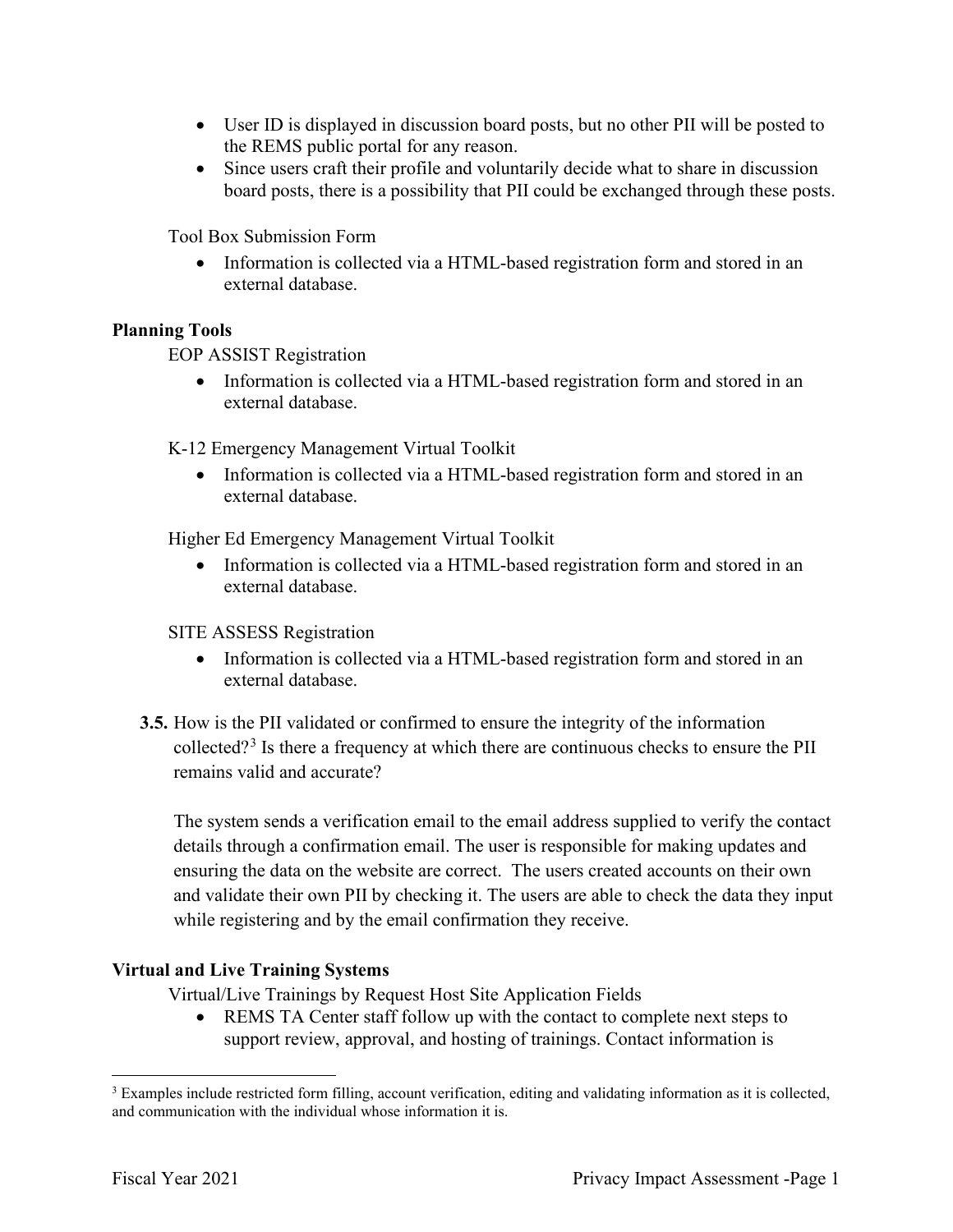- User ID is displayed in discussion board posts, but no other PII will be posted to the REMS public portal for any reason.
- Since users craft their profile and voluntarily decide what to share in discussion board posts, there is a possibility that PII could be exchanged through these posts.

Tool Box Submission Form

- Information is collected via a HTML-based registration form and stored in an external database.

**Planning Tools**

EOP ASSIST Registration

- Information is collected via a HTML-based registration form and stored in an external database.

K-12 Emergency Management Virtual Toolkit

- Information is collected via a HTML-based registration form and stored in an external database.

Higher Ed Emergency Management Virtual Toolkit

- Information is collected via a HTML-based registration form and stored in an external database.

SITE ASSESS Registration

- Information is collected via a HTML-based registration form and stored in an external database.

**3.5.** How is the PII validated or confirmed to ensure the integrity of the information collected?[3] Is there a frequency at which there are continuous checks to ensure the PII remains valid and accurate?

The system sends a verification email to the email address supplied to verify the contact details through a confirmation email. The user is responsible for making updates and ensuring the data on the website are correct. The users created accounts on their own and validate their own PII by checking it. The users are able to check the data they input while registering and by the email confirmation they receive.

**Virtual and Live Training Systems**

Virtual/Live Trainings by Request Host Site Application Fields

- REMS TA Center staff follow up with the contact to complete next steps to support review, approval, and hosting of trainings. Contact information is

[3] Examples include restricted form filling, account verification, editing and validating information as it is collected, and communication with the individual whose information it is.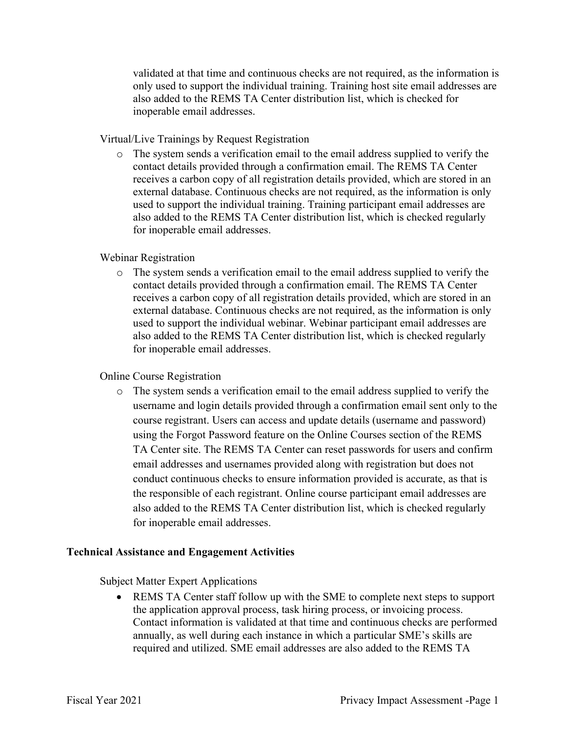validated at that time and continuous checks are not required, as the information is only used to support the individual training. Training host site email addresses are also added to the REMS TA Center distribution list, which is checked for inoperable email addresses.

Virtual/Live Trainings by Request Registration

- The system sends a verification email to the email address supplied to verify the contact details provided through a confirmation email. The REMS TA Center receives a carbon copy of all registration details provided, which are stored in an external database. Continuous checks are not required, as the information is only used to support the individual training. Training participant email addresses are also added to the REMS TA Center distribution list, which is checked regularly for inoperable email addresses.

Webinar Registration

- The system sends a verification email to the email address supplied to verify the contact details provided through a confirmation email. The REMS TA Center receives a carbon copy of all registration details provided, which are stored in an external database. Continuous checks are not required, as the information is only used to support the individual webinar. Webinar participant email addresses are also added to the REMS TA Center distribution list, which is checked regularly for inoperable email addresses.

Online Course Registration

- The system sends a verification email to the email address supplied to verify the username and login details provided through a confirmation email sent only to the course registrant. Users can access and update details (username and password) using the Forgot Password feature on the Online Courses section of the REMS TA Center site. The REMS TA Center can reset passwords for users and confirm email addresses and usernames provided along with registration but does not conduct continuous checks to ensure information provided is accurate, as that is the responsible of each registrant. Online course participant email addresses are also added to the REMS TA Center distribution list, which is checked regularly for inoperable email addresses.

**Technical Assistance and Engagement Activities**

Subject Matter Expert Applications

- REMS TA Center staff follow up with the SME to complete next steps to support the application approval process, task hiring process, or invoicing process. Contact information is validated at that time and continuous checks are performed annually, as well during each instance in which a particular SME's skills are required and utilized. SME email addresses are also added to the REMS TA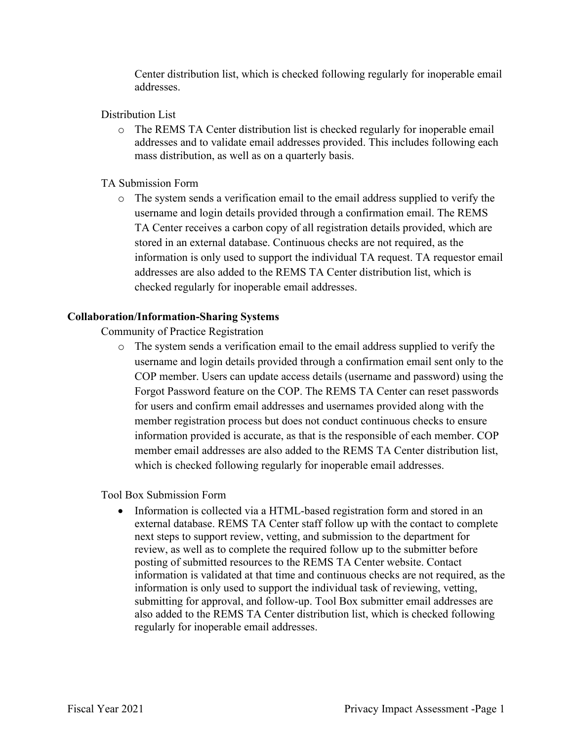Center distribution list, which is checked following regularly for inoperable email addresses.

Distribution List

- The REMS TA Center distribution list is checked regularly for inoperable email addresses and to validate email addresses provided. This includes following each mass distribution, as well as on a quarterly basis.

TA Submission Form

- The system sends a verification email to the email address supplied to verify the username and login details provided through a confirmation email. The REMS TA Center receives a carbon copy of all registration details provided, which are stored in an external database. Continuous checks are not required, as the information is only used to support the individual TA request. TA requestor email addresses are also added to the REMS TA Center distribution list, which is checked regularly for inoperable email addresses.

**Collaboration/Information-Sharing Systems**

Community of Practice Registration

- The system sends a verification email to the email address supplied to verify the username and login details provided through a confirmation email sent only to the COP member. Users can update access details (username and password) using the Forgot Password feature on the COP. The REMS TA Center can reset passwords for users and confirm email addresses and usernames provided along with the member registration process but does not conduct continuous checks to ensure information provided is accurate, as that is the responsible of each member. COP member email addresses are also added to the REMS TA Center distribution list, which is checked following regularly for inoperable email addresses.

Tool Box Submission Form

- Information is collected via a HTML-based registration form and stored in an external database. REMS TA Center staff follow up with the contact to complete next steps to support review, vetting, and submission to the department for review, as well as to complete the required follow up to the submitter before posting of submitted resources to the REMS TA Center website. Contact information is validated at that time and continuous checks are not required, as the information is only used to support the individual task of reviewing, vetting, submitting for approval, and follow-up. Tool Box submitter email addresses are also added to the REMS TA Center distribution list, which is checked following regularly for inoperable email addresses.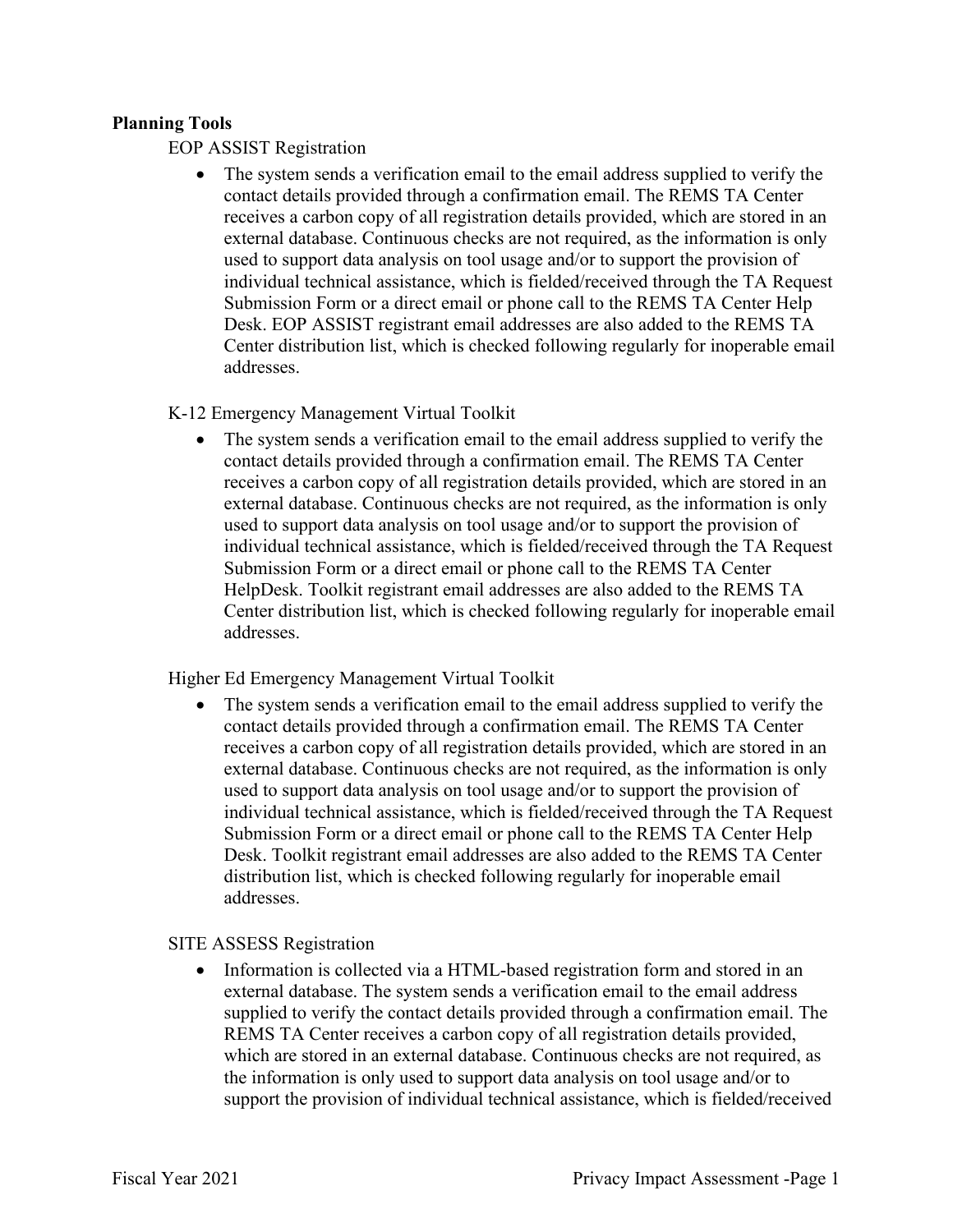**Planning Tools**

EOP ASSIST Registration

- The system sends a verification email to the email address supplied to verify the contact details provided through a confirmation email. The REMS TA Center receives a carbon copy of all registration details provided, which are stored in an external database. Continuous checks are not required, as the information is only used to support data analysis on tool usage and/or to support the provision of individual technical assistance, which is fielded/received through the TA Request Submission Form or a direct email or phone call to the REMS TA Center Help Desk. EOP ASSIST registrant email addresses are also added to the REMS TA Center distribution list, which is checked following regularly for inoperable email addresses.

K-12 Emergency Management Virtual Toolkit

- The system sends a verification email to the email address supplied to verify the contact details provided through a confirmation email. The REMS TA Center receives a carbon copy of all registration details provided, which are stored in an external database. Continuous checks are not required, as the information is only used to support data analysis on tool usage and/or to support the provision of individual technical assistance, which is fielded/received through the TA Request Submission Form or a direct email or phone call to the REMS TA Center HelpDesk. Toolkit registrant email addresses are also added to the REMS TA Center distribution list, which is checked following regularly for inoperable email addresses.

Higher Ed Emergency Management Virtual Toolkit

- The system sends a verification email to the email address supplied to verify the contact details provided through a confirmation email. The REMS TA Center receives a carbon copy of all registration details provided, which are stored in an external database. Continuous checks are not required, as the information is only used to support data analysis on tool usage and/or to support the provision of individual technical assistance, which is fielded/received through the TA Request Submission Form or a direct email or phone call to the REMS TA Center Help Desk. Toolkit registrant email addresses are also added to the REMS TA Center distribution list, which is checked following regularly for inoperable email addresses.

SITE ASSESS Registration

- Information is collected via a HTML-based registration form and stored in an external database. The system sends a verification email to the email address supplied to verify the contact details provided through a confirmation email. The REMS TA Center receives a carbon copy of all registration details provided, which are stored in an external database. Continuous checks are not required, as the information is only used to support data analysis on tool usage and/or to support the provision of individual technical assistance, which is fielded/received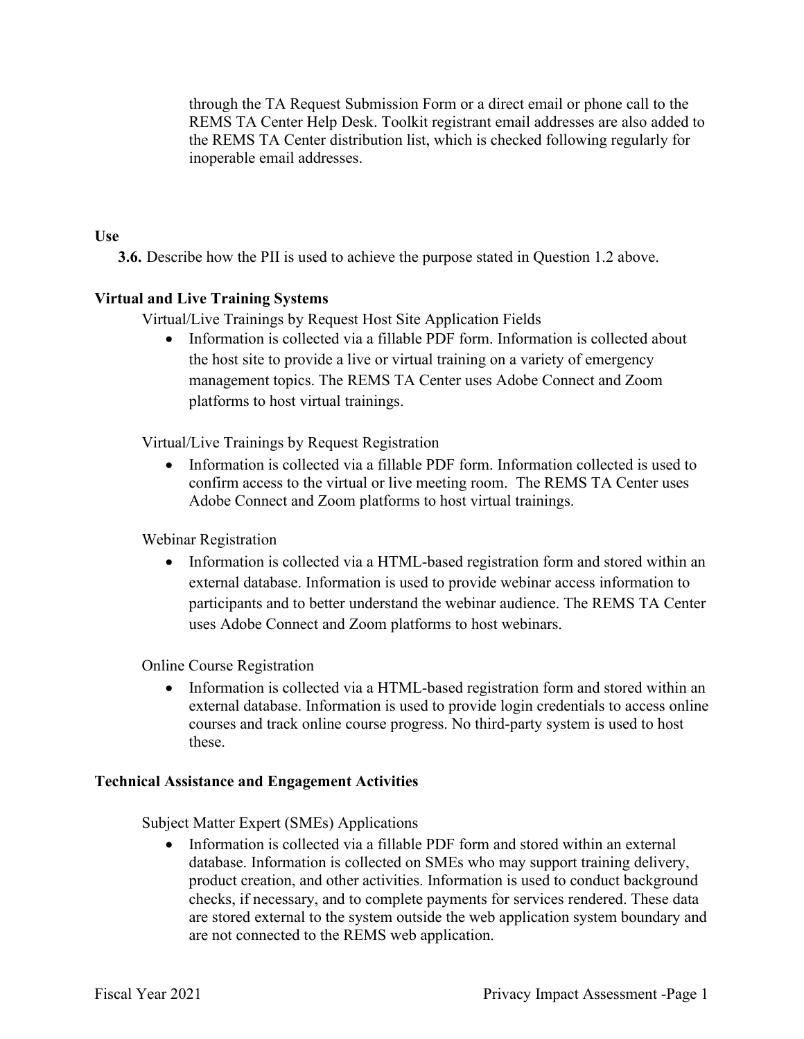through the TA Request Submission Form or a direct email or phone call to the REMS TA Center Help Desk. Toolkit registrant email addresses are also added to the REMS TA Center distribution list, which is checked following regularly for inoperable email addresses.

**Use**

**3.6.** Describe how the PII is used to achieve the purpose stated in Question 1.2 above.

**Virtual and Live Training Systems**

Virtual/Live Trainings by Request Host Site Application Fields

- Information is collected via a fillable PDF form. Information is collected about the host site to provide a live or virtual training on a variety of emergency management topics. The REMS TA Center uses Adobe Connect and Zoom platforms to host virtual trainings.

Virtual/Live Trainings by Request Registration

- Information is collected via a fillable PDF form. Information collected is used to confirm access to the virtual or live meeting room. The REMS TA Center uses Adobe Connect and Zoom platforms to host virtual trainings.

Webinar Registration

- Information is collected via a HTML-based registration form and stored within an external database. Information is used to provide webinar access information to participants and to better understand the webinar audience. The REMS TA Center uses Adobe Connect and Zoom platforms to host webinars.

Online Course Registration

- Information is collected via a HTML-based registration form and stored within an external database. Information is used to provide login credentials to access online courses and track online course progress. No third-party system is used to host these.

**Technical Assistance and Engagement Activities**

Subject Matter Expert (SMEs) Applications

- Information is collected via a fillable PDF form and stored within an external database. Information is collected on SMEs who may support training delivery, product creation, and other activities. Information is used to conduct background checks, if necessary, and to complete payments for services rendered. These data are stored external to the system outside the web application system boundary and are not connected to the REMS web application.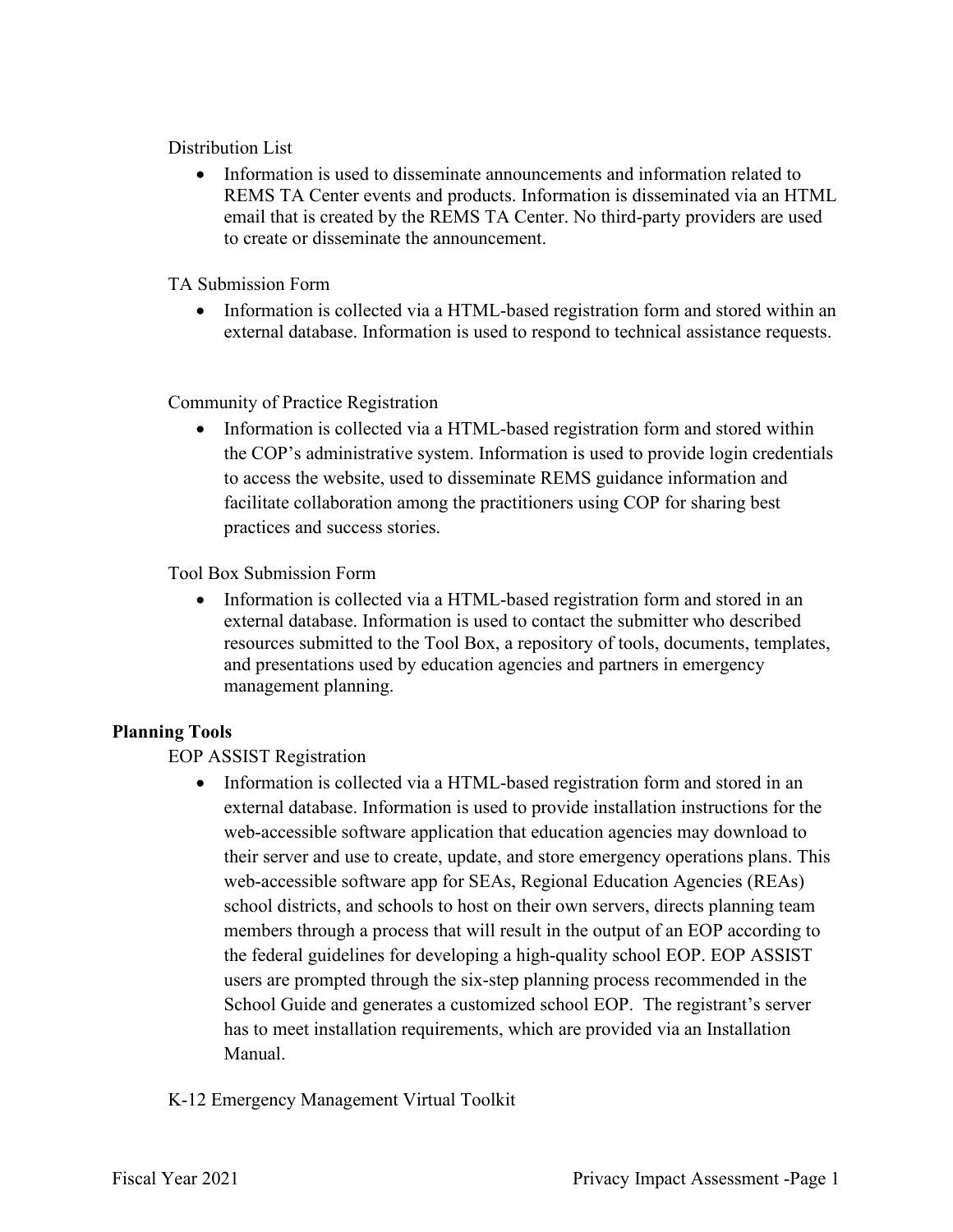Distribution List

- Information is used to disseminate announcements and information related to REMS TA Center events and products. Information is disseminated via an HTML email that is created by the REMS TA Center. No third-party providers are used to create or disseminate the announcement.

TA Submission Form

- Information is collected via a HTML-based registration form and stored within an external database. Information is used to respond to technical assistance requests.

Community of Practice Registration

- Information is collected via a HTML-based registration form and stored within the COP's administrative system. Information is used to provide login credentials to access the website, used to disseminate REMS guidance information and facilitate collaboration among the practitioners using COP for sharing best practices and success stories.

Tool Box Submission Form

- Information is collected via a HTML-based registration form and stored in an external database. Information is used to contact the submitter who described resources submitted to the Tool Box, a repository of tools, documents, templates, and presentations used by education agencies and partners in emergency management planning.

**Planning Tools**

EOP ASSIST Registration

- Information is collected via a HTML-based registration form and stored in an external database. Information is used to provide installation instructions for the web-accessible software application that education agencies may download to their server and use to create, update, and store emergency operations plans. This web-accessible software app for SEAs, Regional Education Agencies (REAs) school districts, and schools to host on their own servers, directs planning team members through a process that will result in the output of an EOP according to the federal guidelines for developing a high-quality school EOP. EOP ASSIST users are prompted through the six-step planning process recommended in the School Guide and generates a customized school EOP. The registrant's server has to meet installation requirements, which are provided via an Installation Manual.

K-12 Emergency Management Virtual Toolkit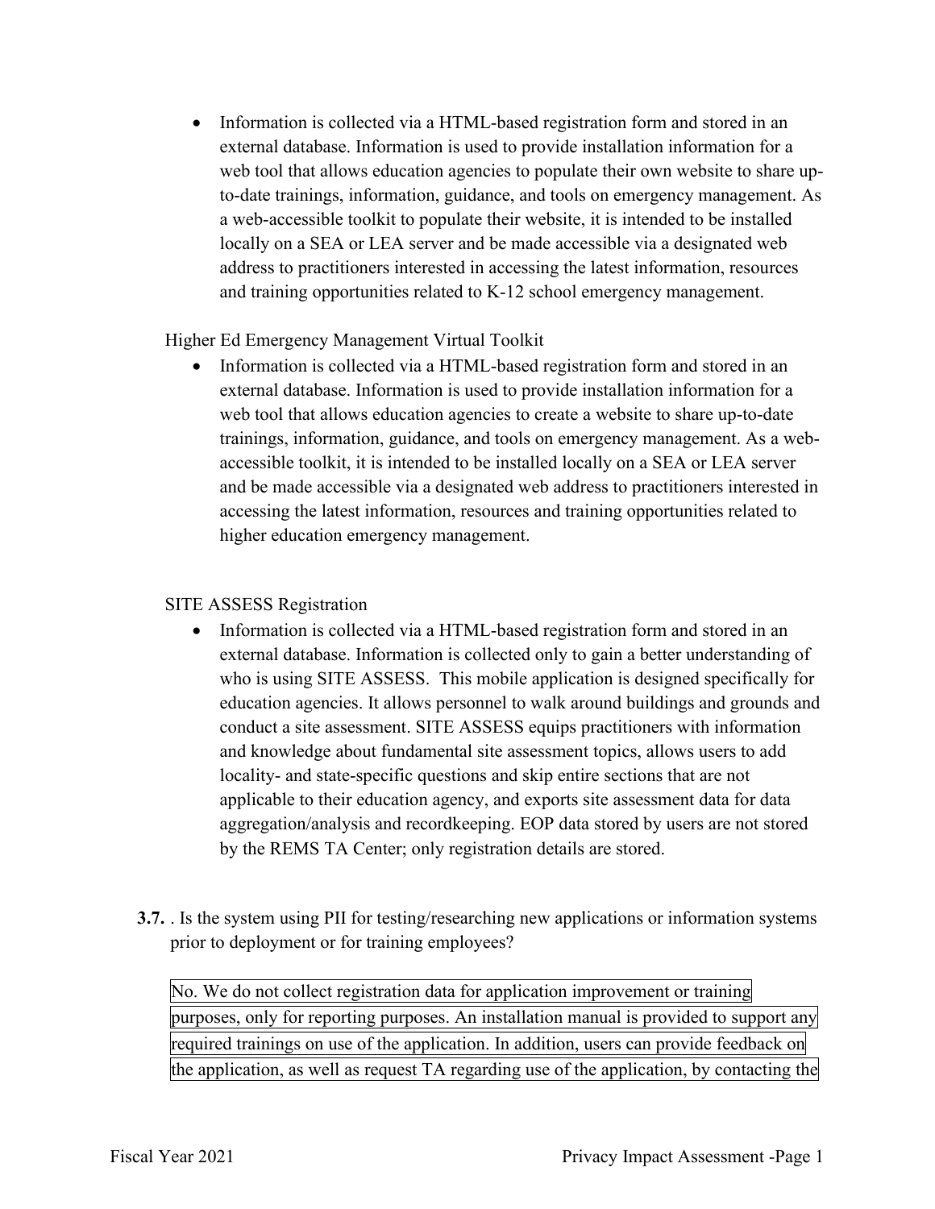- Information is collected via a HTML-based registration form and stored in an external database. Information is used to provide installation information for a web tool that allows education agencies to populate their own website to share up-to-date trainings, information, guidance, and tools on emergency management. As a web-accessible toolkit to populate their website, it is intended to be installed locally on a SEA or LEA server and be made accessible via a designated web address to practitioners interested in accessing the latest information, resources and training opportunities related to K-12 school emergency management.

Higher Ed Emergency Management Virtual Toolkit

- Information is collected via a HTML-based registration form and stored in an external database. Information is used to provide installation information for a web tool that allows education agencies to create a website to share up-to-date trainings, information, guidance, and tools on emergency management. As a web-accessible toolkit, it is intended to be installed locally on a SEA or LEA server and be made accessible via a designated web address to practitioners interested in accessing the latest information, resources and training opportunities related to higher education emergency management.

SITE ASSESS Registration

- Information is collected via a HTML-based registration form and stored in an external database. Information is collected only to gain a better understanding of who is using SITE ASSESS. This mobile application is designed specifically for education agencies. It allows personnel to walk around buildings and grounds and conduct a site assessment. SITE ASSESS equips practitioners with information and knowledge about fundamental site assessment topics, allows users to add locality- and state-specific questions and skip entire sections that are not applicable to their education agency, and exports site assessment data for data aggregation/analysis and recordkeeping. EOP data stored by users are not stored by the REMS TA Center; only registration details are stored.

**3.7.** . Is the system using PII for testing/researching new applications or information systems prior to deployment or for training employees?

No. We do not collect registration data for application improvement or training purposes, only for reporting purposes. An installation manual is provided to support any required trainings on use of the application. In addition, users can provide feedback on the application, as well as request TA regarding use of the application, by contacting the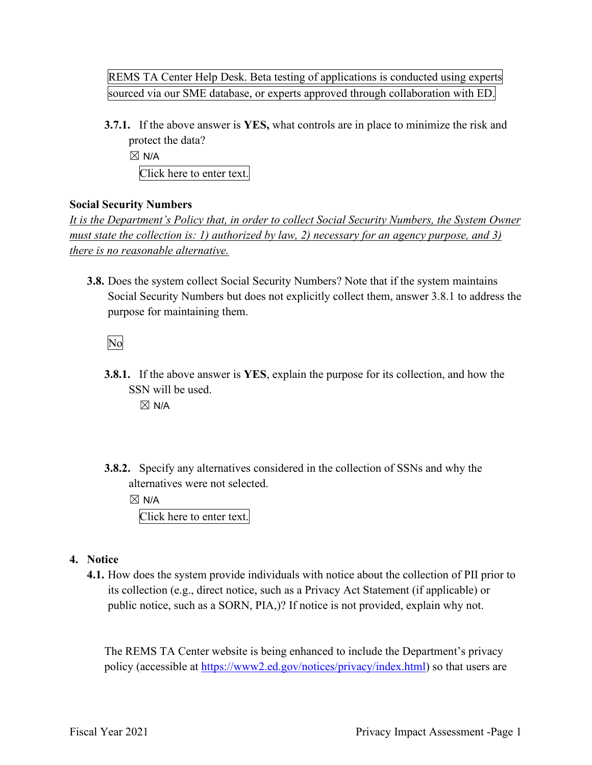REMS TA Center Help Desk. Beta testing of applications is conducted using experts sourced via our SME database, or experts approved through collaboration with ED.

**3.7.1.** If the above answer is **YES,** what controls are in place to minimize the risk and protect the data?

☒ N/A

Click here to enter text.

**Social Security Numbers**

*It is the Department's Policy that, in order to collect Social Security Numbers, the System Owner must state the collection is: 1) authorized by law, 2) necessary for an agency purpose, and 3) there is no reasonable alternative.*

**3.8.** Does the system collect Social Security Numbers? Note that if the system maintains Social Security Numbers but does not explicitly collect them, answer 3.8.1 to address the purpose for maintaining them.

No

**3.8.1.** If the above answer is **YES**, explain the purpose for its collection, and how the SSN will be used.

☒ N/A

**3.8.2.** Specify any alternatives considered in the collection of SSNs and why the alternatives were not selected.

☒ N/A

Click here to enter text.

## 4. Notice

**4.1.** How does the system provide individuals with notice about the collection of PII prior to its collection (e.g., direct notice, such as a Privacy Act Statement (if applicable) or public notice, such as a SORN, PIA,)? If notice is not provided, explain why not.

The REMS TA Center website is being enhanced to include the Department's privacy policy (accessible at https://www2.ed.gov/notices/privacy/index.html) so that users are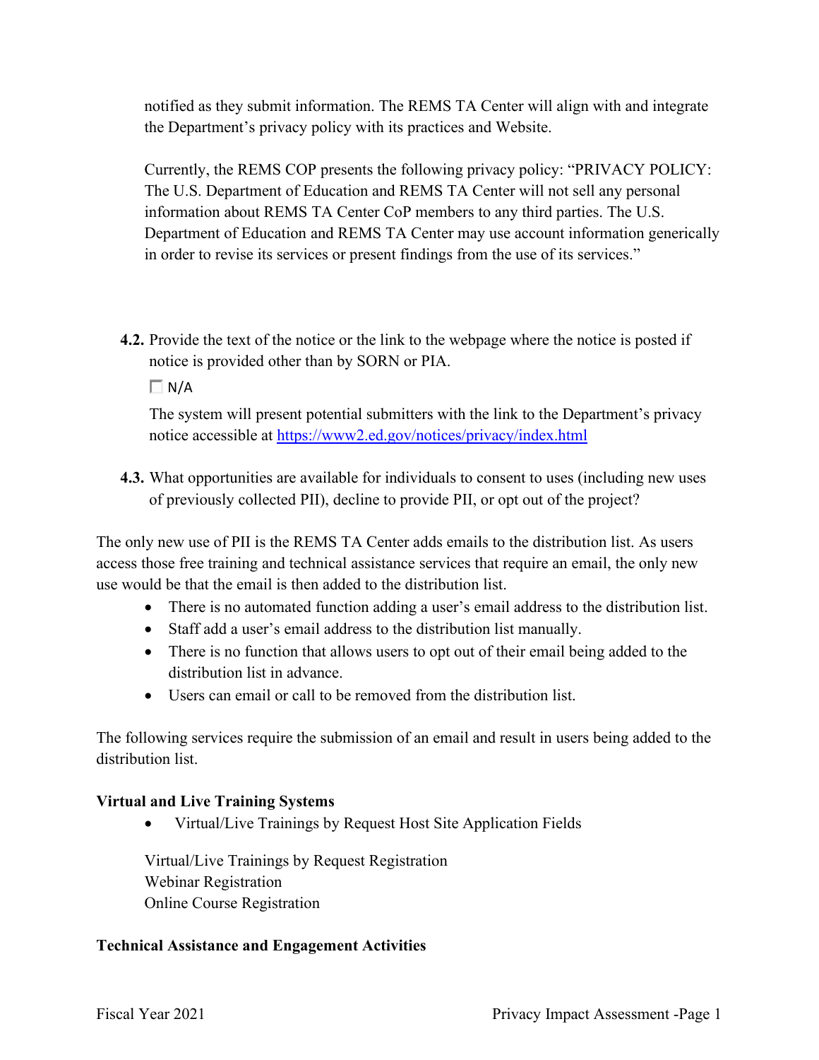notified as they submit information. The REMS TA Center will align with and integrate the Department's privacy policy with its practices and Website.

Currently, the REMS COP presents the following privacy policy: "PRIVACY POLICY: The U.S. Department of Education and REMS TA Center will not sell any personal information about REMS TA Center CoP members to any third parties. The U.S. Department of Education and REMS TA Center may use account information generically in order to revise its services or present findings from the use of its services."

**4.2.** Provide the text of the notice or the link to the webpage where the notice is posted if notice is provided other than by SORN or PIA.

☐ N/A

The system will present potential submitters with the link to the Department's privacy notice accessible at [https://www2.ed.gov/notices/privacy/index.html](https://www2.ed.gov/notices/privacy/index.html)

**4.3.** What opportunities are available for individuals to consent to uses (including new uses of previously collected PII), decline to provide PII, or opt out of the project?

The only new use of PII is the REMS TA Center adds emails to the distribution list. As users access those free training and technical assistance services that require an email, the only new use would be that the email is then added to the distribution list.

- There is no automated function adding a user's email address to the distribution list.
- Staff add a user's email address to the distribution list manually.
- There is no function that allows users to opt out of their email being added to the distribution list in advance.
- Users can email or call to be removed from the distribution list.

The following services require the submission of an email and result in users being added to the distribution list.

**Virtual and Live Training Systems**

- Virtual/Live Trainings by Request Host Site Application Fields

Virtual/Live Trainings by Request Registration
Webinar Registration
Online Course Registration

**Technical Assistance and Engagement Activities**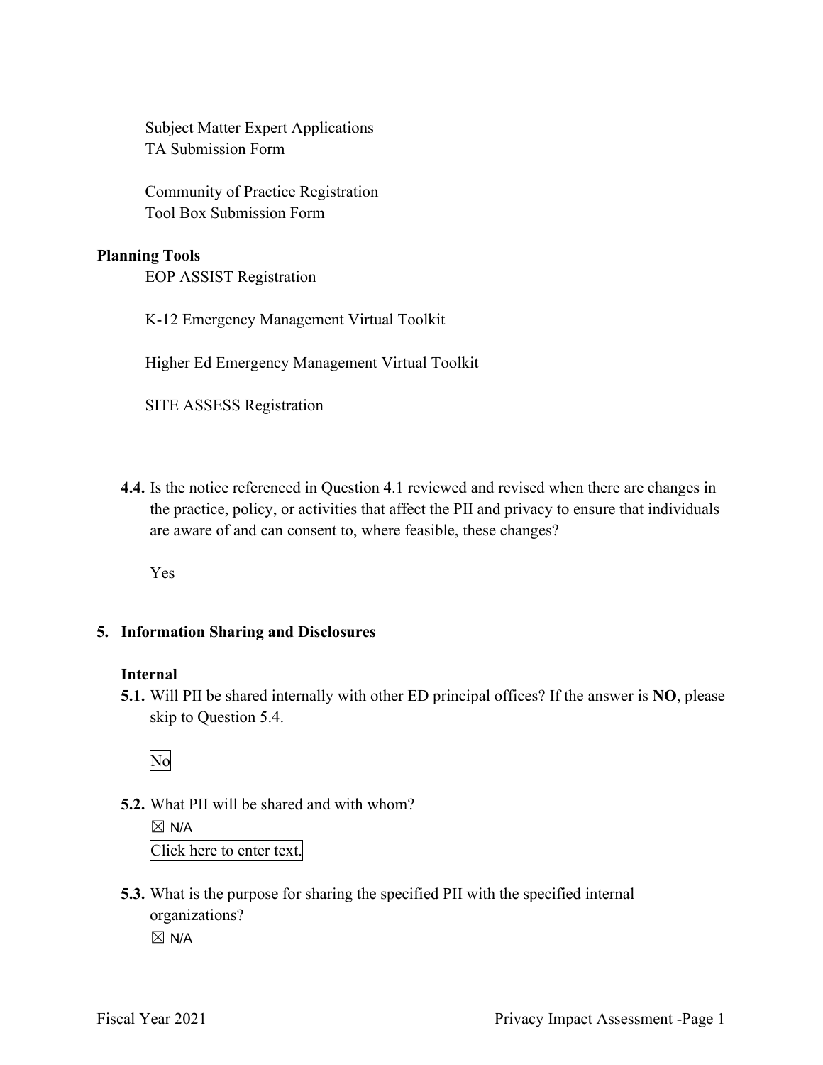Subject Matter Expert Applications
TA Submission Form

Community of Practice Registration
Tool Box Submission Form

**Planning Tools**

EOP ASSIST Registration

K-12 Emergency Management Virtual Toolkit

Higher Ed Emergency Management Virtual Toolkit

SITE ASSESS Registration

**4.4.** Is the notice referenced in Question 4.1 reviewed and revised when there are changes in the practice, policy, or activities that affect the PII and privacy to ensure that individuals are aware of and can consent to, where feasible, these changes?

Yes

## 5. Information Sharing and Disclosures

### Internal

**5.1.** Will PII be shared internally with other ED principal offices? If the answer is **NO**, please skip to Question 5.4.

No

**5.2.** What PII will be shared and with whom?

☒ N/A

Click here to enter text.

**5.3.** What is the purpose for sharing the specified PII with the specified internal organizations?

☒ N/A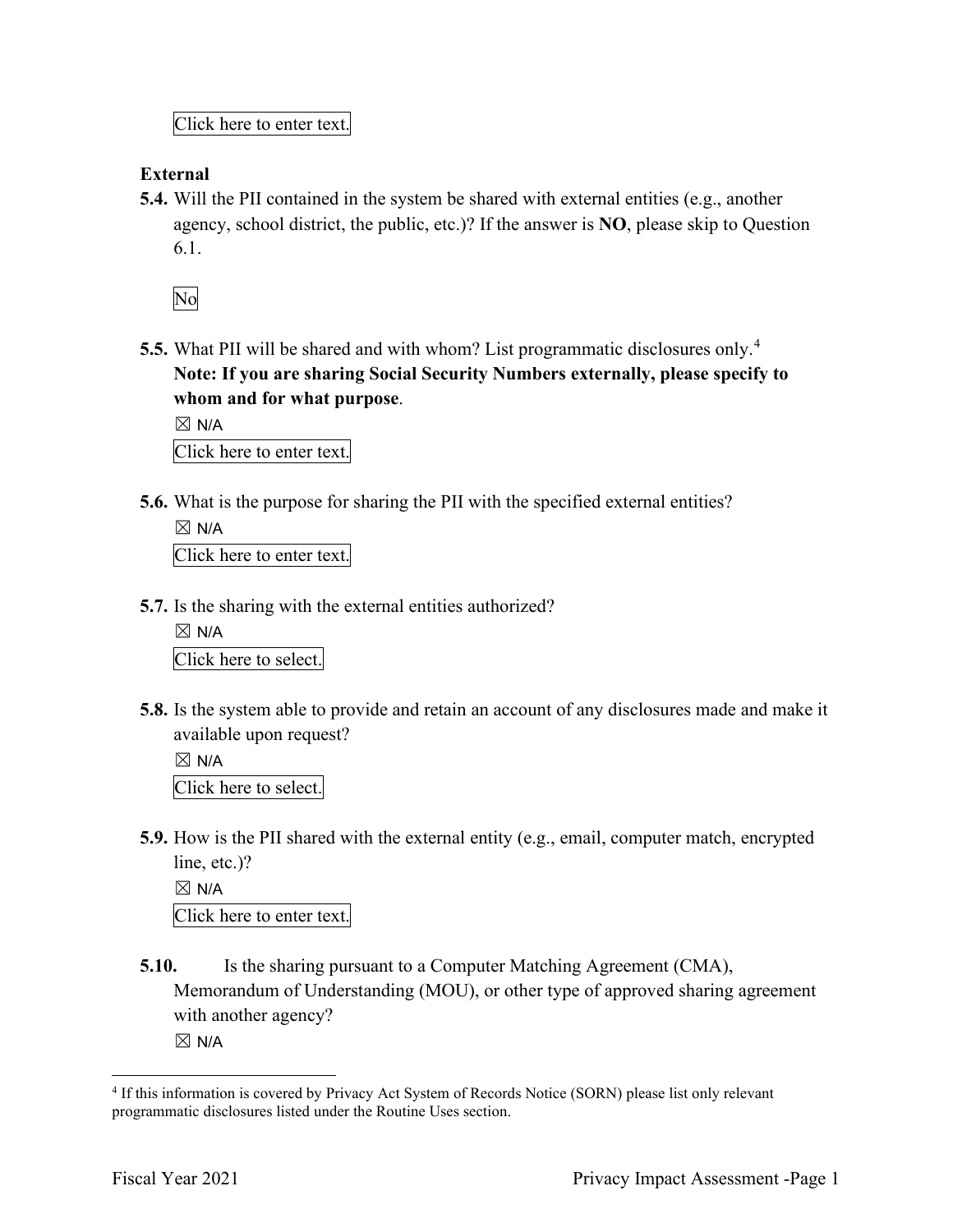Click here to enter text.

**External**

**5.4.** Will the PII contained in the system be shared with external entities (e.g., another agency, school district, the public, etc.)? If the answer is **NO**, please skip to Question 6.1.

No

**5.5.** What PII will be shared and with whom? List programmatic disclosures only.[4] **Note: If you are sharing Social Security Numbers externally, please specify to whom and for what purpose**.

☒ N/A

Click here to enter text.

**5.6.** What is the purpose for sharing the PII with the specified external entities?

☒ N/A

Click here to enter text.

**5.7.** Is the sharing with the external entities authorized?

☒ N/A

Click here to select.

**5.8.** Is the system able to provide and retain an account of any disclosures made and make it available upon request?

☒ N/A

Click here to select.

**5.9.** How is the PII shared with the external entity (e.g., email, computer match, encrypted line, etc.)?

☒ N/A

Click here to enter text.

**5.10.** Is the sharing pursuant to a Computer Matching Agreement (CMA), Memorandum of Understanding (MOU), or other type of approved sharing agreement with another agency?

☒ N/A

[4] If this information is covered by Privacy Act System of Records Notice (SORN) please list only relevant programmatic disclosures listed under the Routine Uses section.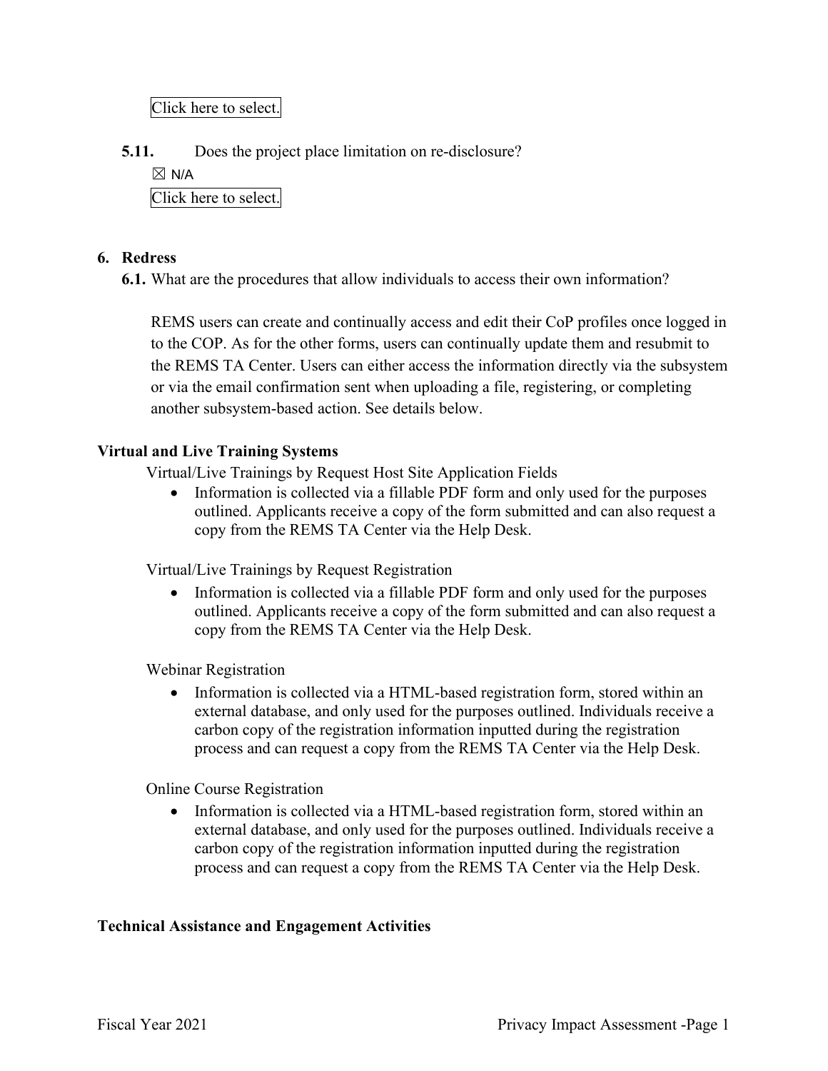Click here to select.

**5.11.** Does the project place limitation on re-disclosure?

☒ N/A

Click here to select.

## 6. Redress

**6.1.** What are the procedures that allow individuals to access their own information?

REMS users can create and continually access and edit their CoP profiles once logged in to the COP. As for the other forms, users can continually update them and resubmit to the REMS TA Center. Users can either access the information directly via the subsystem or via the email confirmation sent when uploading a file, registering, or completing another subsystem-based action. See details below.

**Virtual and Live Training Systems**

Virtual/Live Trainings by Request Host Site Application Fields

- Information is collected via a fillable PDF form and only used for the purposes outlined. Applicants receive a copy of the form submitted and can also request a copy from the REMS TA Center via the Help Desk.

Virtual/Live Trainings by Request Registration

- Information is collected via a fillable PDF form and only used for the purposes outlined. Applicants receive a copy of the form submitted and can also request a copy from the REMS TA Center via the Help Desk.

Webinar Registration

- Information is collected via a HTML-based registration form, stored within an external database, and only used for the purposes outlined. Individuals receive a carbon copy of the registration information inputted during the registration process and can request a copy from the REMS TA Center via the Help Desk.

Online Course Registration

- Information is collected via a HTML-based registration form, stored within an external database, and only used for the purposes outlined. Individuals receive a carbon copy of the registration information inputted during the registration process and can request a copy from the REMS TA Center via the Help Desk.

**Technical Assistance and Engagement Activities**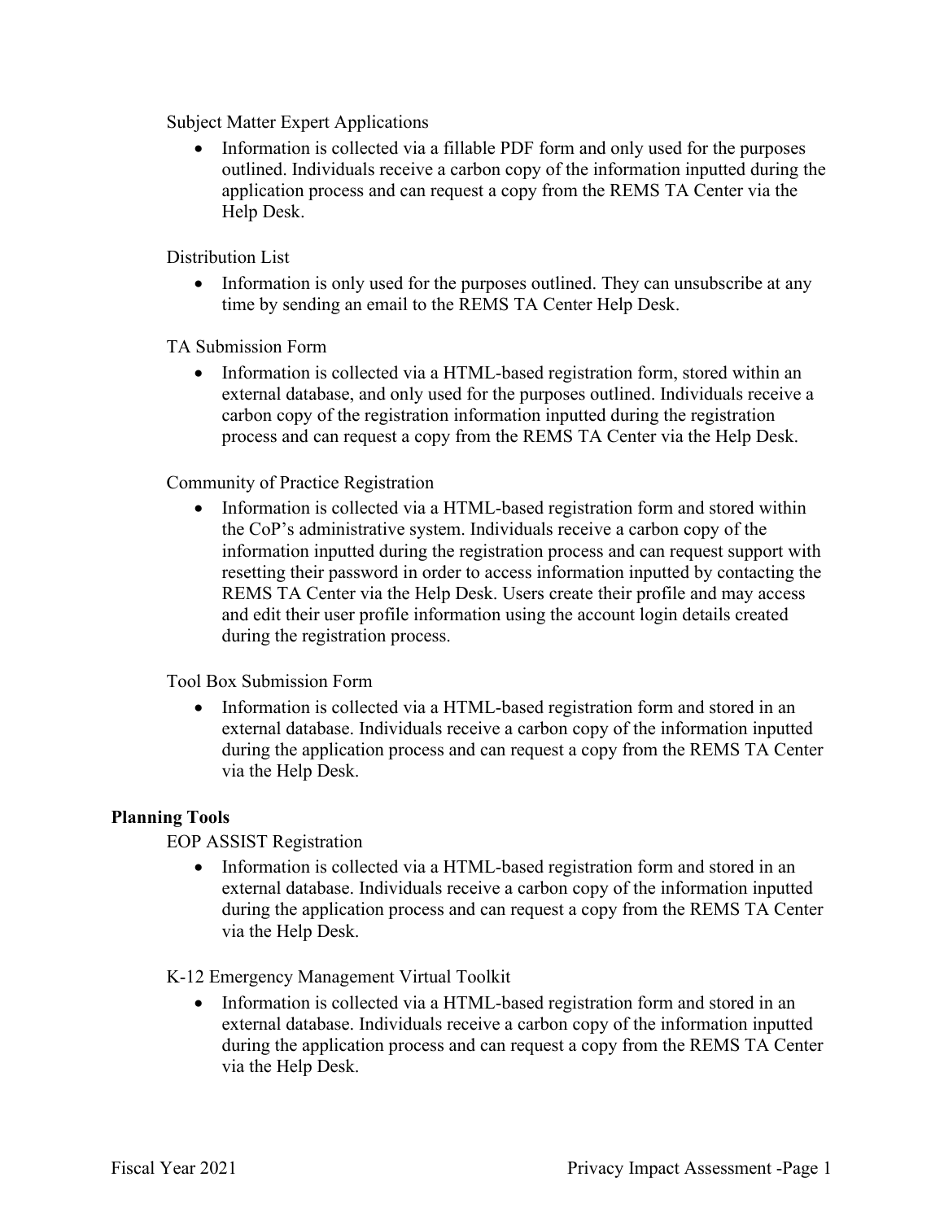Subject Matter Expert Applications

- Information is collected via a fillable PDF form and only used for the purposes outlined. Individuals receive a carbon copy of the information inputted during the application process and can request a copy from the REMS TA Center via the Help Desk.

Distribution List

- Information is only used for the purposes outlined. They can unsubscribe at any time by sending an email to the REMS TA Center Help Desk.

TA Submission Form

- Information is collected via a HTML-based registration form, stored within an external database, and only used for the purposes outlined. Individuals receive a carbon copy of the registration information inputted during the registration process and can request a copy from the REMS TA Center via the Help Desk.

Community of Practice Registration

- Information is collected via a HTML-based registration form and stored within the CoP's administrative system. Individuals receive a carbon copy of the information inputted during the registration process and can request support with resetting their password in order to access information inputted by contacting the REMS TA Center via the Help Desk. Users create their profile and may access and edit their user profile information using the account login details created during the registration process.

Tool Box Submission Form

- Information is collected via a HTML-based registration form and stored in an external database. Individuals receive a carbon copy of the information inputted during the application process and can request a copy from the REMS TA Center via the Help Desk.

**Planning Tools**

EOP ASSIST Registration

- Information is collected via a HTML-based registration form and stored in an external database. Individuals receive a carbon copy of the information inputted during the application process and can request a copy from the REMS TA Center via the Help Desk.

K-12 Emergency Management Virtual Toolkit

- Information is collected via a HTML-based registration form and stored in an external database. Individuals receive a carbon copy of the information inputted during the application process and can request a copy from the REMS TA Center via the Help Desk.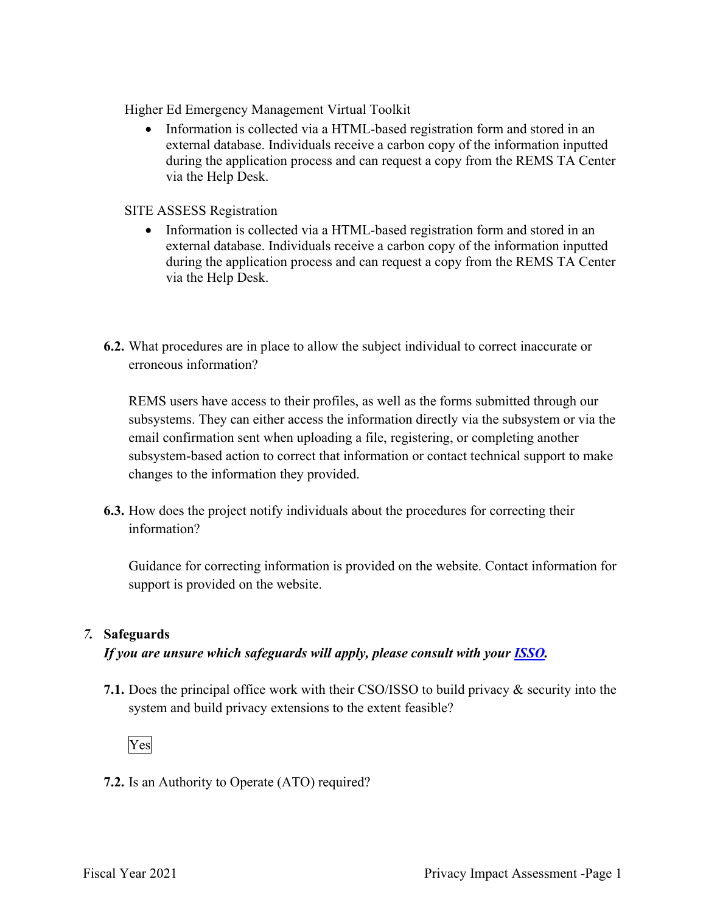Higher Ed Emergency Management Virtual Toolkit

- Information is collected via a HTML-based registration form and stored in an external database. Individuals receive a carbon copy of the information inputted during the application process and can request a copy from the REMS TA Center via the Help Desk.

SITE ASSESS Registration

- Information is collected via a HTML-based registration form and stored in an external database. Individuals receive a carbon copy of the information inputted during the application process and can request a copy from the REMS TA Center via the Help Desk.

**6.2.** What procedures are in place to allow the subject individual to correct inaccurate or erroneous information?

REMS users have access to their profiles, as well as the forms submitted through our subsystems. They can either access the information directly via the subsystem or via the email confirmation sent when uploading a file, registering, or completing another subsystem-based action to correct that information or contact technical support to make changes to the information they provided.

**6.3.** How does the project notify individuals about the procedures for correcting their information?

Guidance for correcting information is provided on the website. Contact information for support is provided on the website.

## *7.* Safeguards

***If you are unsure which safeguards will apply, please consult with your [ISSO](ISSO).***

**7.1.** Does the principal office work with their CSO/ISSO to build privacy & security into the system and build privacy extensions to the extent feasible?

Yes

**7.2.** Is an Authority to Operate (ATO) required?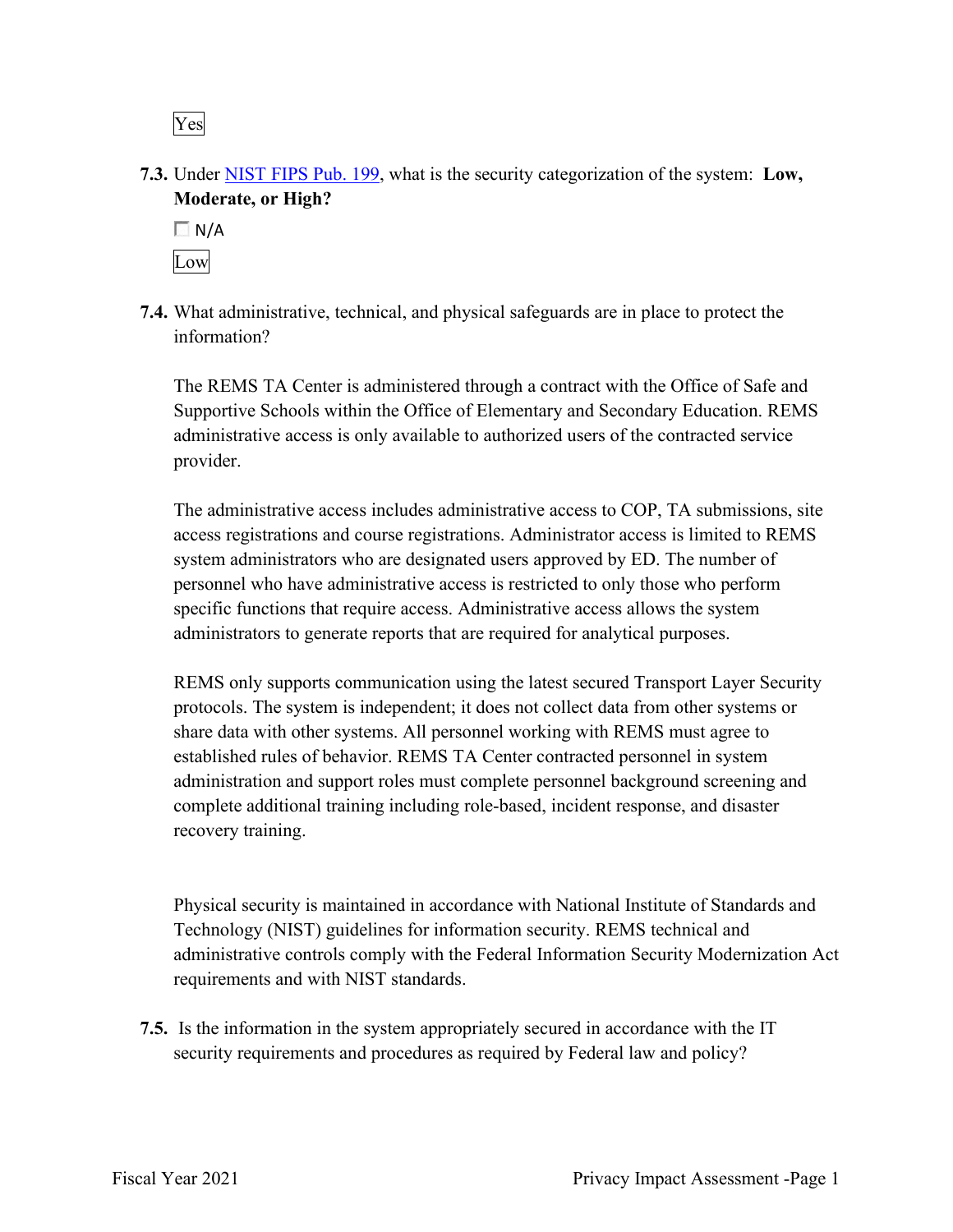Yes

**7.3.** Under NIST FIPS Pub. 199, what is the security categorization of the system: **Low, Moderate, or High?**

☐ N/A

Low

**7.4.** What administrative, technical, and physical safeguards are in place to protect the information?

The REMS TA Center is administered through a contract with the Office of Safe and Supportive Schools within the Office of Elementary and Secondary Education. REMS administrative access is only available to authorized users of the contracted service provider.

The administrative access includes administrative access to COP, TA submissions, site access registrations and course registrations. Administrator access is limited to REMS system administrators who are designated users approved by ED. The number of personnel who have administrative access is restricted to only those who perform specific functions that require access. Administrative access allows the system administrators to generate reports that are required for analytical purposes.

REMS only supports communication using the latest secured Transport Layer Security protocols. The system is independent; it does not collect data from other systems or share data with other systems. All personnel working with REMS must agree to established rules of behavior. REMS TA Center contracted personnel in system administration and support roles must complete personnel background screening and complete additional training including role-based, incident response, and disaster recovery training.

Physical security is maintained in accordance with National Institute of Standards and Technology (NIST) guidelines for information security. REMS technical and administrative controls comply with the Federal Information Security Modernization Act requirements and with NIST standards.

**7.5.** Is the information in the system appropriately secured in accordance with the IT security requirements and procedures as required by Federal law and policy?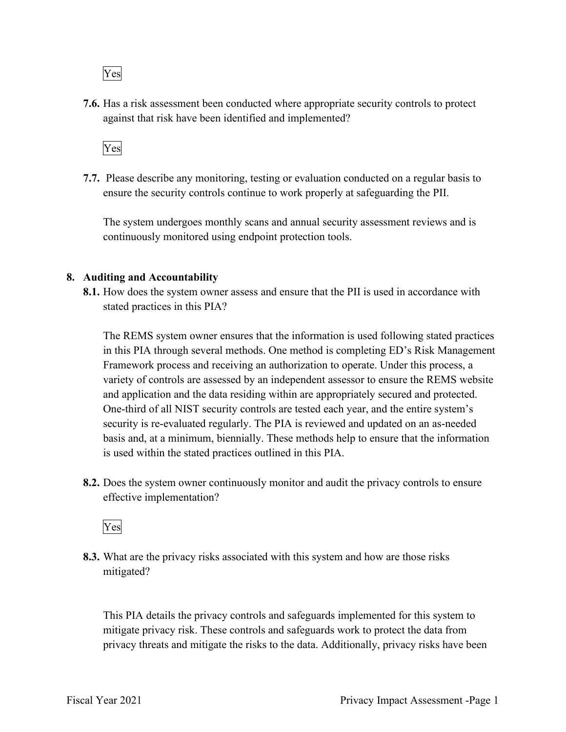Yes

**7.6.** Has a risk assessment been conducted where appropriate security controls to protect against that risk have been identified and implemented?

Yes

**7.7.** Please describe any monitoring, testing or evaluation conducted on a regular basis to ensure the security controls continue to work properly at safeguarding the PII.

The system undergoes monthly scans and annual security assessment reviews and is continuously monitored using endpoint protection tools.

**8. Auditing and Accountability**

**8.1.** How does the system owner assess and ensure that the PII is used in accordance with stated practices in this PIA?

The REMS system owner ensures that the information is used following stated practices in this PIA through several methods. One method is completing ED's Risk Management Framework process and receiving an authorization to operate. Under this process, a variety of controls are assessed by an independent assessor to ensure the REMS website and application and the data residing within are appropriately secured and protected. One-third of all NIST security controls are tested each year, and the entire system's security is re-evaluated regularly. The PIA is reviewed and updated on an as-needed basis and, at a minimum, biennially. These methods help to ensure that the information is used within the stated practices outlined in this PIA.

**8.2.** Does the system owner continuously monitor and audit the privacy controls to ensure effective implementation?

Yes

**8.3.** What are the privacy risks associated with this system and how are those risks mitigated?

This PIA details the privacy controls and safeguards implemented for this system to mitigate privacy risk. These controls and safeguards work to protect the data from privacy threats and mitigate the risks to the data. Additionally, privacy risks have been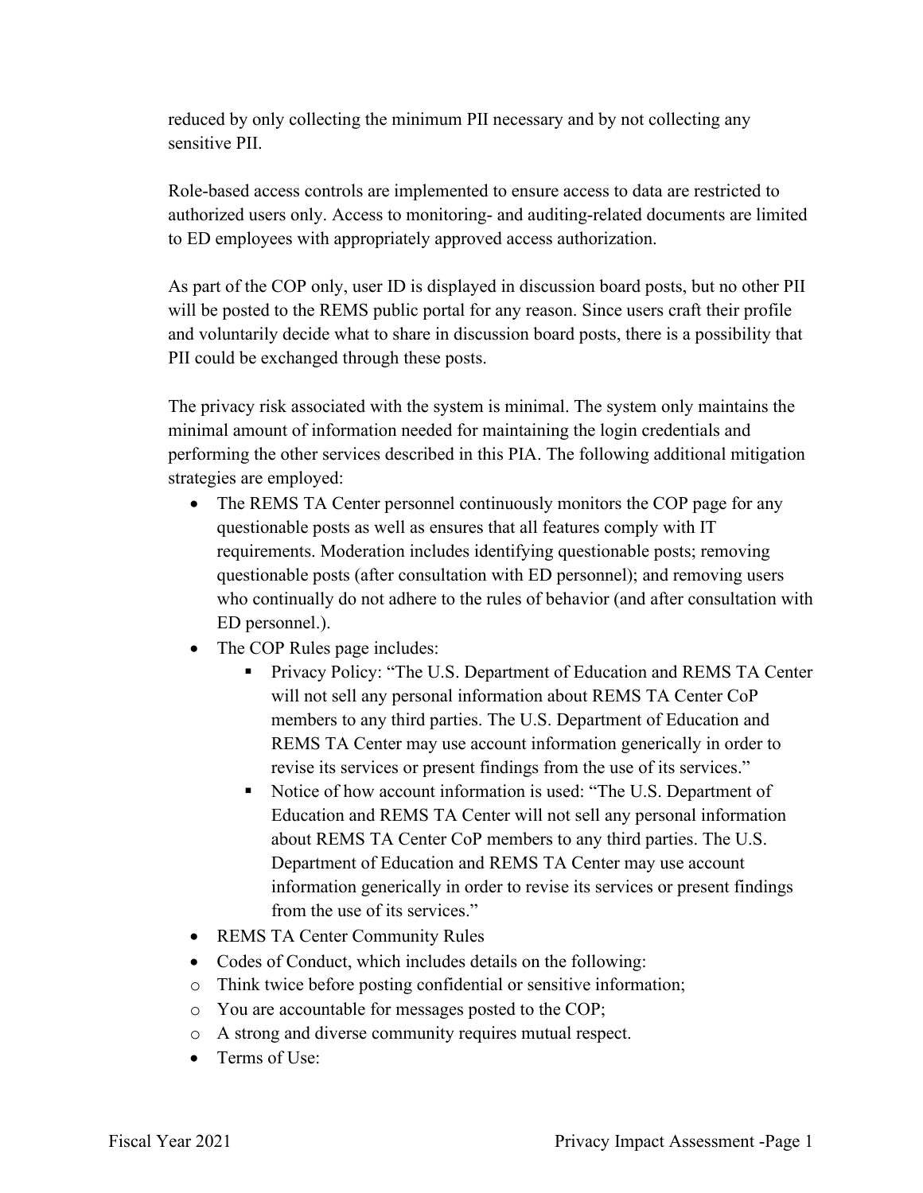reduced by only collecting the minimum PII necessary and by not collecting any sensitive PII.

Role-based access controls are implemented to ensure access to data are restricted to authorized users only. Access to monitoring- and auditing-related documents are limited to ED employees with appropriately approved access authorization.

As part of the COP only, user ID is displayed in discussion board posts, but no other PII will be posted to the REMS public portal for any reason. Since users craft their profile and voluntarily decide what to share in discussion board posts, there is a possibility that PII could be exchanged through these posts.

The privacy risk associated with the system is minimal. The system only maintains the minimal amount of information needed for maintaining the login credentials and performing the other services described in this PIA. The following additional mitigation strategies are employed:

- The REMS TA Center personnel continuously monitors the COP page for any questionable posts as well as ensures that all features comply with IT requirements. Moderation includes identifying questionable posts; removing questionable posts (after consultation with ED personnel); and removing users who continually do not adhere to the rules of behavior (and after consultation with ED personnel.).
- The COP Rules page includes:
  - Privacy Policy: "The U.S. Department of Education and REMS TA Center will not sell any personal information about REMS TA Center CoP members to any third parties. The U.S. Department of Education and REMS TA Center may use account information generically in order to revise its services or present findings from the use of its services."
  - Notice of how account information is used: "The U.S. Department of Education and REMS TA Center will not sell any personal information about REMS TA Center CoP members to any third parties. The U.S. Department of Education and REMS TA Center may use account information generically in order to revise its services or present findings from the use of its services."
- REMS TA Center Community Rules
- Codes of Conduct, which includes details on the following:
  - Think twice before posting confidential or sensitive information;
  - You are accountable for messages posted to the COP;
  - A strong and diverse community requires mutual respect.
- Terms of Use: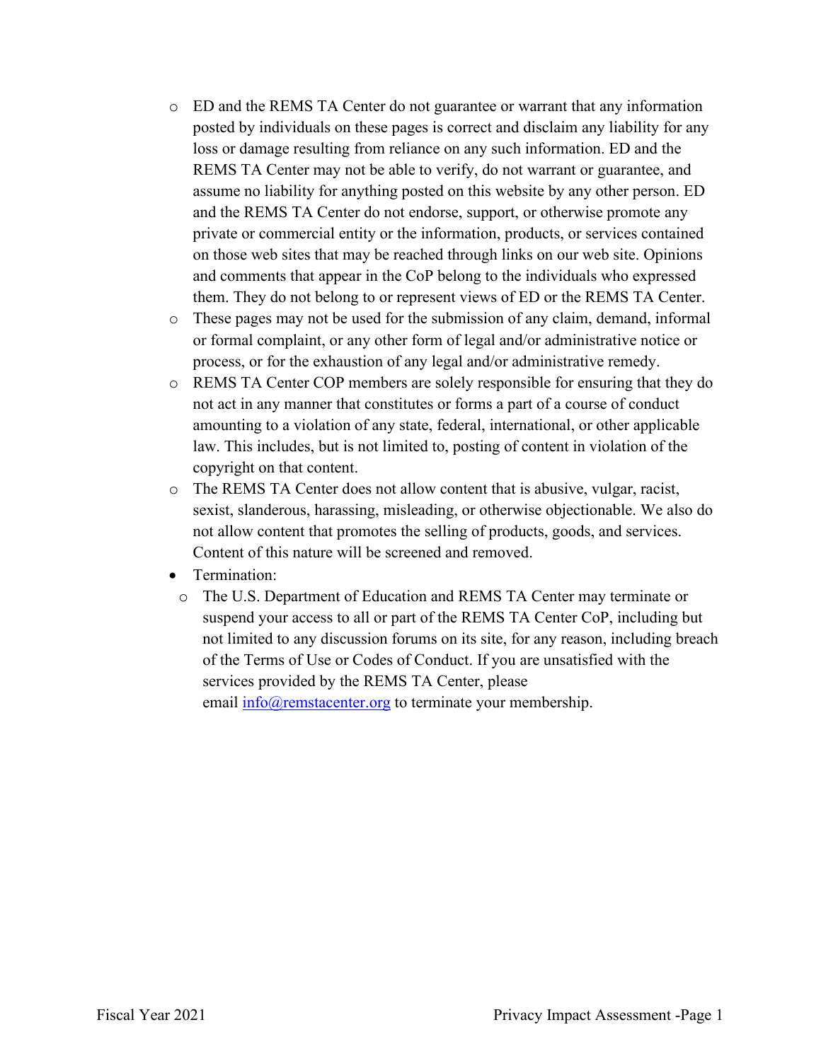- ED and the REMS TA Center do not guarantee or warrant that any information posted by individuals on these pages is correct and disclaim any liability for any loss or damage resulting from reliance on any such information. ED and the REMS TA Center may not be able to verify, do not warrant or guarantee, and assume no liability for anything posted on this website by any other person. ED and the REMS TA Center do not endorse, support, or otherwise promote any private or commercial entity or the information, products, or services contained on those web sites that may be reached through links on our web site. Opinions and comments that appear in the CoP belong to the individuals who expressed them. They do not belong to or represent views of ED or the REMS TA Center.
  - These pages may not be used for the submission of any claim, demand, informal or formal complaint, or any other form of legal and/or administrative notice or process, or for the exhaustion of any legal and/or administrative remedy.
  - REMS TA Center COP members are solely responsible for ensuring that they do not act in any manner that constitutes or forms a part of a course of conduct amounting to a violation of any state, federal, international, or other applicable law. This includes, but is not limited to, posting of content in violation of the copyright on that content.
  - The REMS TA Center does not allow content that is abusive, vulgar, racist, sexist, slanderous, harassing, misleading, or otherwise objectionable. We also do not allow content that promotes the selling of products, goods, and services. Content of this nature will be screened and removed.
- Termination:
  - The U.S. Department of Education and REMS TA Center may terminate or suspend your access to all or part of the REMS TA Center CoP, including but not limited to any discussion forums on its site, for any reason, including breach of the Terms of Use or Codes of Conduct. If you are unsatisfied with the services provided by the REMS TA Center, please email info@remstacenter.org to terminate your membership.